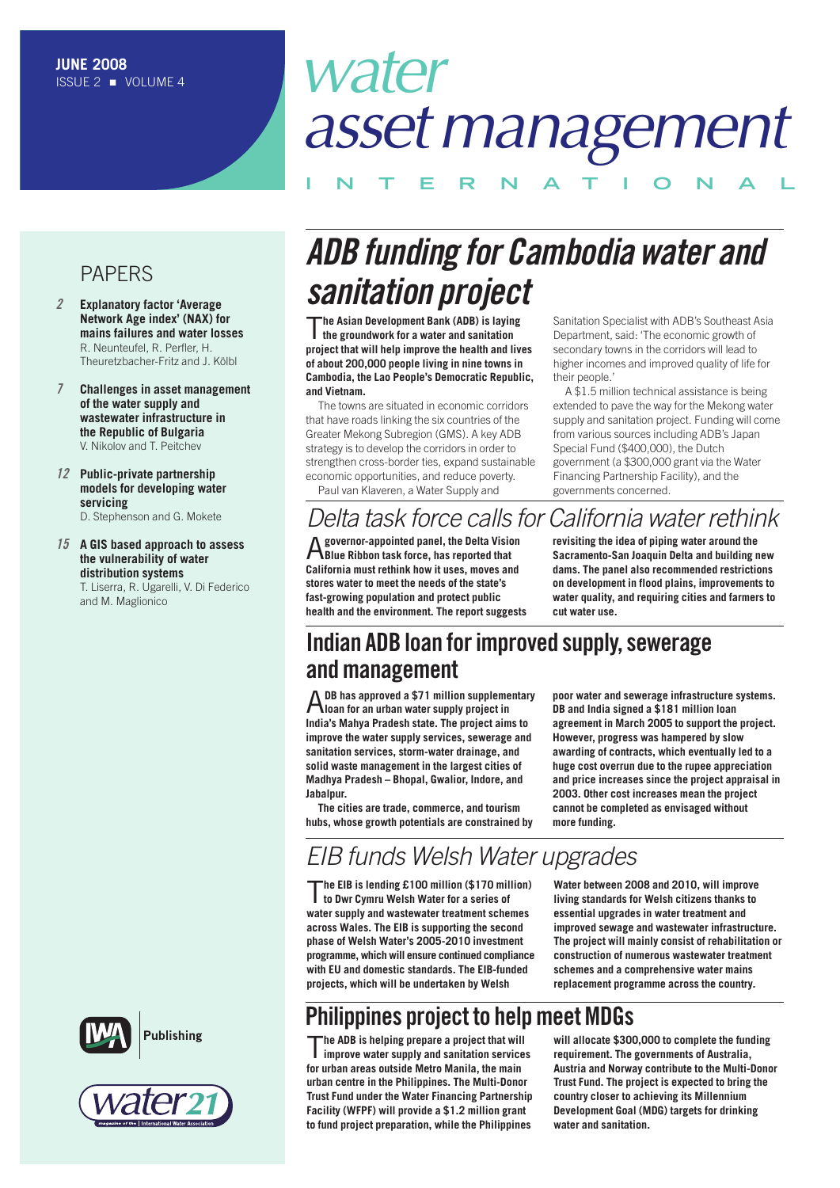**JUNE 2008**
ISSUE 2 ■ VOLUME 4

# water asset management INTERNATIONAL

## PAPERS

*2* **Explanatory factor 'Average Network Age index' (NAX) for mains failures and water losses**
R. Neunteufel, R. Perfler, H. Theuretzbacher-Fritz and J. Kölbl

*7* **Challenges in asset management of the water supply and wastewater infrastructure in the Republic of Bulgaria**
V. Nikolov and T. Peitchev

*12* **Public-private partnership models for developing water servicing**
D. Stephenson and G. Mokete

*15* **A GIS based approach to assess the vulnerability of water distribution systems**
T. Liserra, R. Ugarelli, V. Di Federico and M. Maglionico

## ADB funding for Cambodia water and sanitation project

**The Asian Development Bank (ADB) is laying the groundwork for a water and sanitation project that will help improve the health and lives of about 200,000 people living in nine towns in Cambodia, the Lao People's Democratic Republic, and Vietnam.**

The towns are situated in economic corridors that have roads linking the six countries of the Greater Mekong Subregion (GMS). A key ADB strategy is to develop the corridors in order to strengthen cross-border ties, expand sustainable economic opportunities, and reduce poverty.

Paul van Klaveren, a Water Supply and Sanitation Specialist with ADB's Southeast Asia Department, said: 'The economic growth of secondary towns in the corridors will lead to higher incomes and improved quality of life for their people.'

A $1.5 million technical assistance is being extended to pave the way for the Mekong water supply and sanitation project. Funding will come from various sources including ADB's Japan Special Fund ($400,000), the Dutch government (a $300,000 grant via the Water Financing Partnership Facility), and the governments concerned.

## Delta task force calls for California water rethink

**A governor-appointed panel, the Delta Vision Blue Ribbon task force, has reported that California must rethink how it uses, moves and stores water to meet the needs of the state's fast-growing population and protect public health and the environment. The report suggests revisiting the idea of piping water around the Sacramento-San Joaquin Delta and building new dams. The panel also recommended restrictions on development in flood plains, improvements to water quality, and requiring cities and farmers to cut water use.**

## Indian ADB loan for improved supply, sewerage and management

**ADB has approved a $71 million supplementary loan for an urban water supply project in India's Mahya Pradesh state. The project aims to improve the water supply services, sewerage and sanitation services, storm-water drainage, and solid waste management in the largest cities of Madhya Pradesh – Bhopal, Gwalior, Indore, and Jabalpur.**

**The cities are trade, commerce, and tourism hubs, whose growth potentials are constrained by poor water and sewerage infrastructure systems. DB and India signed a $181 million loan agreement in March 2005 to support the project. However, progress was hampered by slow awarding of contracts, which eventually led to a huge cost overrun due to the rupee appreciation and price increases since the project appraisal in 2003. Other cost increases mean the project cannot be completed as envisaged without more funding.**

## EIB funds Welsh Water upgrades

**The EIB is lending £100 million ($170 million) to Dwr Cymru Welsh Water for a series of water supply and wastewater treatment schemes across Wales. The EIB is supporting the second phase of Welsh Water's 2005-2010 investment programme, which will ensure continued compliance with EU and domestic standards. The EIB-funded projects, which will be undertaken by Welsh Water between 2008 and 2010, will improve living standards for Welsh citizens thanks to essential upgrades in water treatment and improved sewage and wastewater infrastructure. The project will mainly consist of rehabilitation or construction of numerous wastewater treatment schemes and a comprehensive water mains replacement programme across the country.**

## Philippines project to help meet MDGs

**The ADB is helping prepare a project that will improve water supply and sanitation services for urban areas outside Metro Manila, the main urban centre in the Philippines. The Multi-Donor Trust Fund under the Water Financing Partnership Facility (WFPF) will provide a $1.2 million grant to fund project preparation, while the Philippines will allocate $300,000 to complete the funding requirement. The governments of Australia, Austria and Norway contribute to the Multi-Donor Trust Fund. The project is expected to bring the country closer to achieving its Millennium Development Goal (MDG) targets for drinking water and sanitation.**

IWA Publishing

water21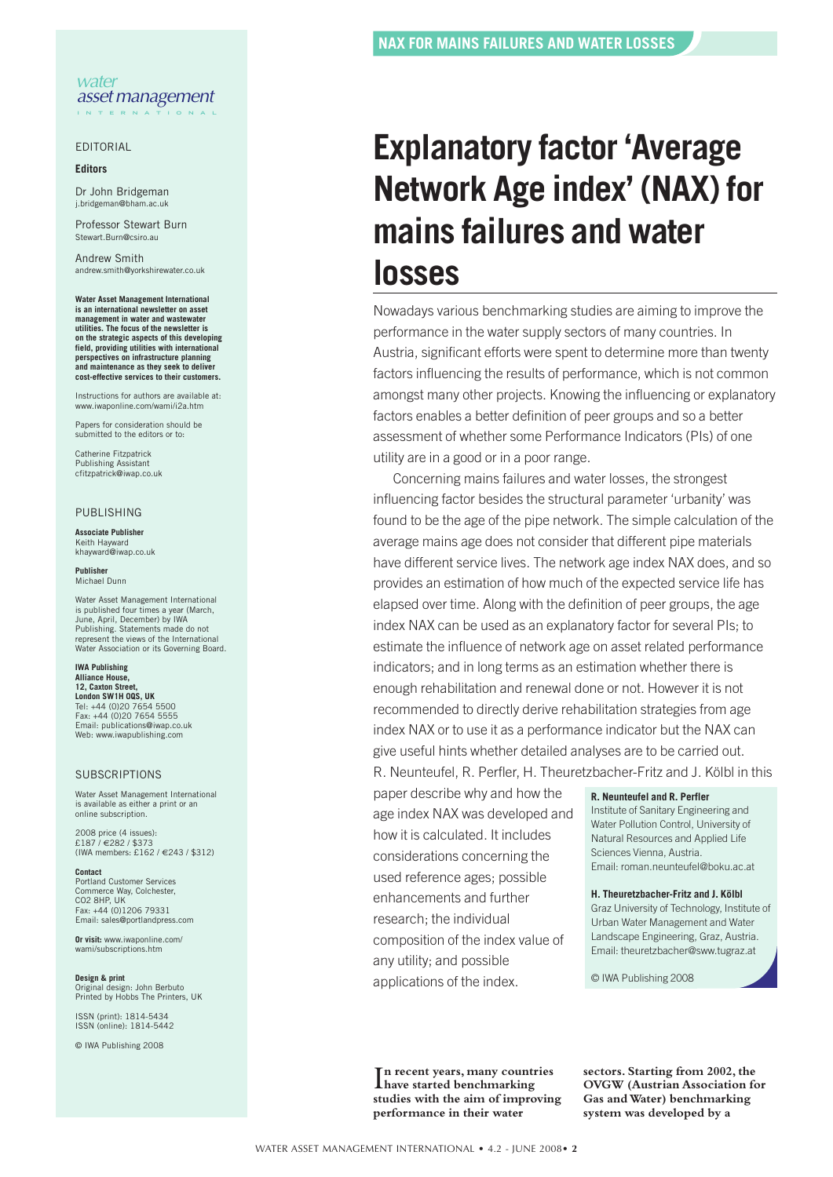water
asset management
INTERNATIONAL

EDITORIAL

**Editors**

Dr John Bridgeman
j.bridgeman@bham.ac.uk

Professor Stewart Burn
Stewart.Burn@csiro.au

Andrew Smith
andrew.smith@yorkshirewater.co.uk

**Water Asset Management International is an international newsletter on asset management in water and wastewater utilities. The focus of the newsletter is on the strategic aspects of this developing field, providing utilities with international perspectives on infrastructure planning and maintenance as they seek to deliver cost-effective services to their customers.**

Instructions for authors are available at: www.iwaponline.com/wami/i2a.htm

Papers for consideration should be submitted to the editors or to:

Catherine Fitzpatrick
Publishing Assistant
cfitzpatrick@iwap.co.uk

PUBLISHING

**Associate Publisher**
Keith Hayward
khayward@iwap.co.uk

**Publisher**
Michael Dunn

Water Asset Management International is published four times a year (March, June, April, December) by IWA Publishing. Statements made do not represent the views of the International Water Association or its Governing Board.

**IWA Publishing**
**Alliance House,**
**12, Caxton Street,**
**London SW1H 0QS, UK**
Tel: +44 (0)20 7654 5500
Fax: +44 (0)20 7654 5555
Email: publications@iwap.co.uk
Web: www.iwapublishing.com

SUBSCRIPTIONS

Water Asset Management International is available as either a print or an online subscription.

2008 price (4 issues):
£187 / €282 / $373
(IWA members: £162 / €243 / $312)

**Contact**
Portland Customer Services
Commerce Way, Colchester,
CO2 8HP, UK
Fax: +44 (0)1206 79331
Email: sales@portlandpress.com

**Or visit:** www.iwaponline.com/wami/subscriptions.htm

**Design & print**
Original design: John Berbuto
Printed by Hobbs The Printers, UK

ISSN (print): 1814-5434
ISSN (online): 1814-5442

© IWA Publishing 2008

# Explanatory factor 'Average Network Age index' (NAX) for mains failures and water losses

Nowadays various benchmarking studies are aiming to improve the performance in the water supply sectors of many countries. In Austria, significant efforts were spent to determine more than twenty factors influencing the results of performance, which is not common amongst many other projects. Knowing the influencing or explanatory factors enables a better definition of peer groups and so a better assessment of whether some Performance Indicators (PIs) of one utility are in a good or in a poor range.

Concerning mains failures and water losses, the strongest influencing factor besides the structural parameter 'urbanity' was found to be the age of the pipe network. The simple calculation of the average mains age does not consider that different pipe materials have different service lives. The network age index NAX does, and so provides an estimation of how much of the expected service life has elapsed over time. Along with the definition of peer groups, the age index NAX can be used as an explanatory factor for several PIs; to estimate the influence of network age on asset related performance indicators; and in long terms as an estimation whether there is enough rehabilitation and renewal done or not. However it is not recommended to directly derive rehabilitation strategies from age index NAX or to use it as a performance indicator but the NAX can give useful hints whether detailed analyses are to be carried out. R. Neunteufel, R. Perfler, H. Theuretzbacher-Fritz and J. Kölbl in this paper describe why and how the age index NAX was developed and how it is calculated. It includes considerations concerning the used reference ages; possible enhancements and further research; the individual composition of the index value of any utility; and possible applications of the index.

**R. Neunteufel and R. Perfler**
Institute of Sanitary Engineering and Water Pollution Control, University of Natural Resources and Applied Life Sciences Vienna, Austria.
Email: roman.neunteufel@boku.ac.at

**H. Theuretzbacher-Fritz and J. Kölbl**
Graz University of Technology, Institute of Urban Water Management and Water Landscape Engineering, Graz, Austria.
Email: theuretzbacher@sww.tugraz.at

© IWA Publishing 2008

**In recent years, many countries have started benchmarking studies with the aim of improving performance in their water sectors. Starting from 2002, the OVGW (Austrian Association for Gas and Water) benchmarking system was developed by a**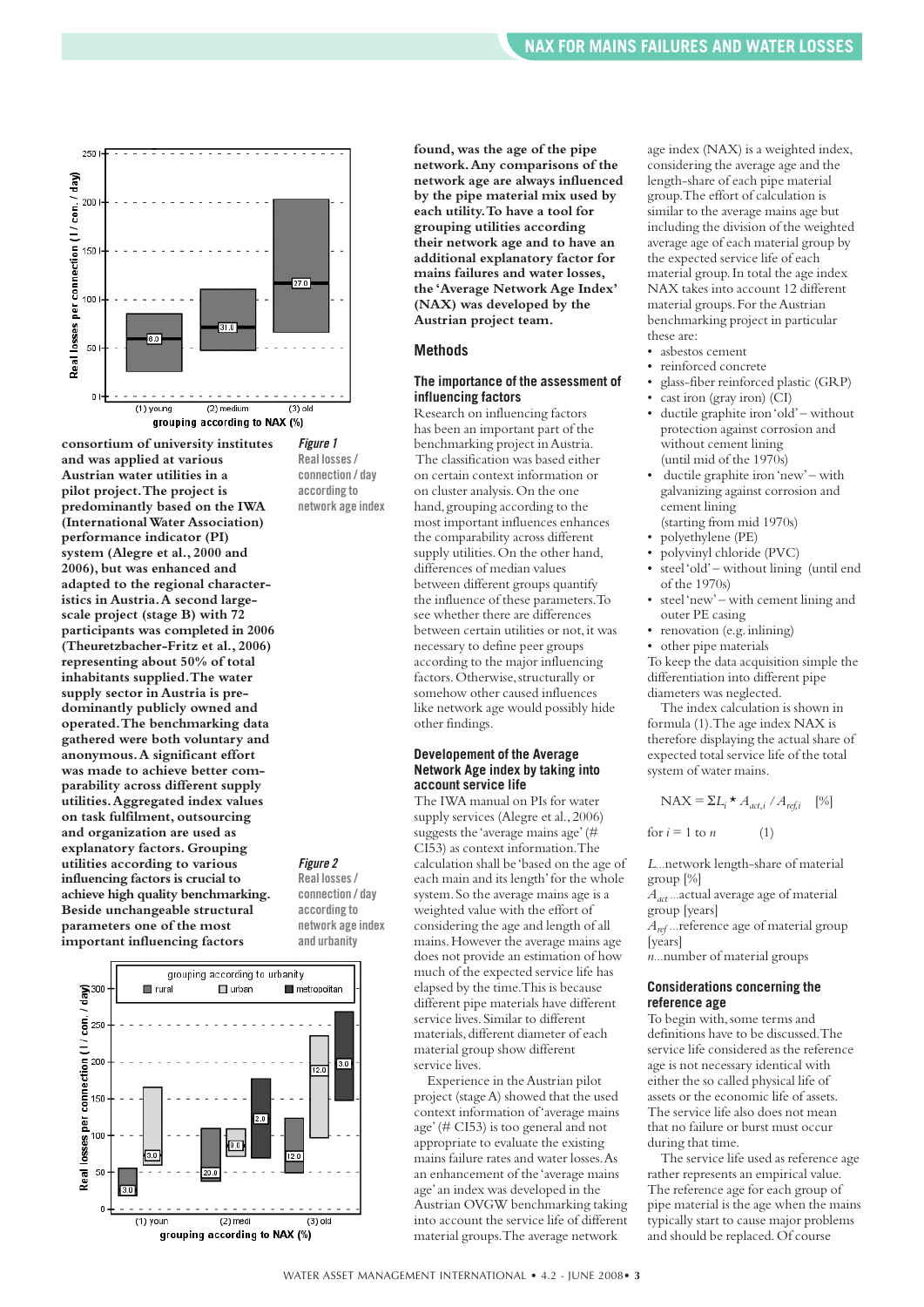consortium of university institutes and was applied at various Austrian water utilities in a pilot project. The project is predominantly based on the IWA (International Water Association) performance indicator (PI) system (Alegre et al., 2000 and 2006), but was enhanced and adapted to the regional characteristics in Austria. A second large-scale project (stage B) with 72 participants was completed in 2006 (Theuretzbacher-Fritz et al., 2006) representing about 50% of total inhabitants supplied. The water supply sector in Austria is predominantly publicly owned and operated. The benchmarking data gathered were both voluntary and anonymous. A significant effort was made to achieve better comparability across different supply utilities. Aggregated index values on task fulfilment, outsourcing and organization are used as explanatory factors. Grouping utilities according to various influencing factors is crucial to achieve high quality benchmarking. Beside unchangeable structural parameters one of the most important influencing factors found, was the age of the pipe network. Any comparisons of the network age are always influenced by the pipe material mix used by each utility. To have a tool for grouping utilities according their network age and to have an additional explanatory factor for mains failures and water losses, the 'Average Network Age Index' (NAX) was developed by the Austrian project team.

*Figure 1*
Real losses / connection / day according to network age index

*Figure 2*
Real losses / connection / day according to network age index and urbanity

## Methods

### The importance of the assessment of influencing factors

Research on influencing factors has been an important part of the benchmarking project in Austria. The classification was based either on certain context information or on cluster analysis. On the one hand, grouping according to the most important influences enhances the comparability across different supply utilities. On the other hand, differences of median values between different groups quantify the influence of these parameters. To see whether there are differences between certain utilities or not, it was necessary to define peer groups according to the major influencing factors. Otherwise, structurally or somehow other caused influences like network age would possibly hide other findings.

### Developement of the Average Network Age index by taking into account service life

The IWA manual on PIs for water supply services (Alegre et al., 2006) suggests the 'average mains age' (# CI53) as context information. The calculation shall be 'based on the age of each main and its length' for the whole system. So the average mains age is a weighted value with the effort of considering the age and length of all mains. However the average mains age does not provide an estimation of how much of the expected service life has elapsed by the time. This is because different pipe materials have different service lives. Similar to different materials, different diameter of each material group show different service lives.

Experience in the Austrian pilot project (stage A) showed that the used context information of 'average mains age' (# CI53) is too general and not appropriate to evaluate the existing mains failure rates and water losses. As an enhancement of the 'average mains age' an index was developed in the Austrian OVGW benchmarking taking into account the service life of different material groups. The average network age index (NAX) is a weighted index, considering the average age and the length-share of each pipe material group. The effort of calculation is similar to the average mains age but including the division of the weighted average age of each material group by the expected service life of each material group. In total the age index NAX takes into account 12 different material groups. For the Austrian benchmarking project in particular these are:

- asbestos cement
- reinforced concrete
- glass-fiber reinforced plastic (GRP)
- cast iron (gray iron) (CI)
- ductile graphite iron 'old' – without protection against corrosion and without cement lining (until mid of the 1970s)
- ductile graphite iron 'new' – with galvanizing against corrosion and cement lining (starting from mid 1970s)
- polyethylene (PE)
- polyvinyl chloride (PVC)
- steel 'old' – without lining (until end of the 1970s)
- steel 'new' – with cement lining and outer PE casing
- renovation (e.g. inlining)
- other pipe materials

To keep the data acquisition simple the differentiation into different pipe diameters was neglected.

The index calculation is shown in formula (1). The age index NAX is therefore displaying the actual share of expected total service life of the total system of water mains.

$$\text{NAX} = \Sigma L_i \cdot A_{act,i} / A_{ref,i} \quad [\%] \qquad \text{for } i = 1 \text{ to } n \qquad (1)$$

$L$...network length-share of material group [%]
$A_{act}$...actual average age of material group [years]
$A_{ref}$...reference age of material group [years]
$n$...number of material groups

### Considerations concerning the reference age

To begin with, some terms and definitions have to be discussed. The service life considered as the reference age is not necessary identical with either the so called physical life of assets or the economic life of assets. The service life also does not mean that no failure or burst must occur during that time.

The service life used as reference age rather represents an empirical value. The reference age for each group of pipe material is the age when the mains typically start to cause major problems and should be replaced. Of course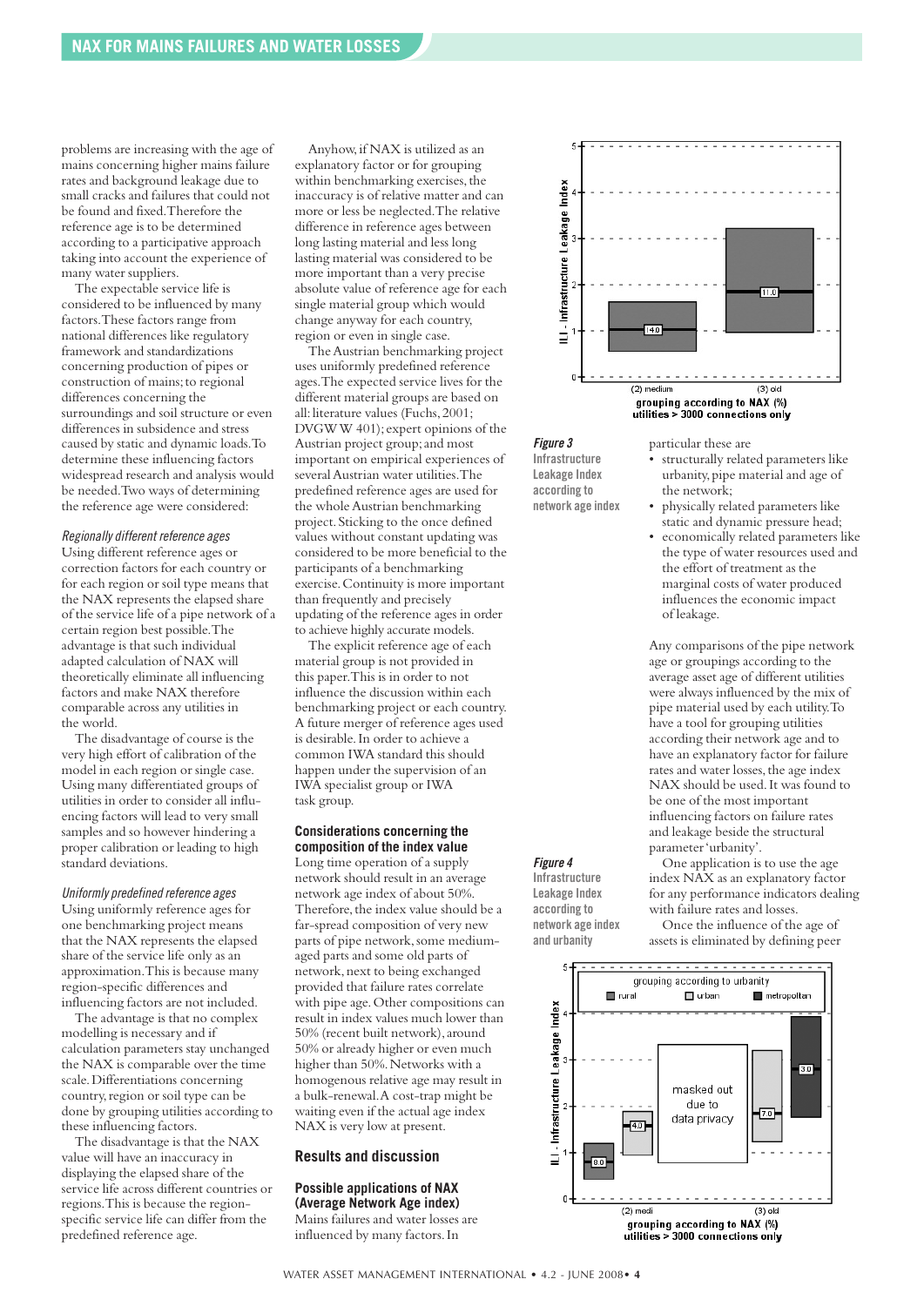problems are increasing with the age of mains concerning higher mains failure rates and background leakage due to small cracks and failures that could not be found and fixed. Therefore the reference age is to be determined according to a participative approach taking into account the experience of many water suppliers.

The expectable service life is considered to be influenced by many factors. These factors range from national differences like regulatory framework and standardizations concerning production of pipes or construction of mains; to regional differences concerning the surroundings and soil structure or even differences in subsidence and stress caused by static and dynamic loads. To determine these influencing factors widespread research and analysis would be needed. Two ways of determining the reference age were considered:

*Regionally different reference ages*

Using different reference ages or correction factors for each country or for each region or soil type means that the NAX represents the elapsed share of the service life of a pipe network of a certain region best possible. The advantage is that such individual adapted calculation of NAX will theoretically eliminate all influencing factors and make NAX therefore comparable across any utilities in the world.

The disadvantage of course is the very high effort of calibration of the model in each region or single case. Using many differentiated groups of utilities in order to consider all influencing factors will lead to very small samples and so however hindering a proper calibration or leading to high standard deviations.

*Uniformly predefined reference ages*

Using uniformly reference ages for one benchmarking project means that the NAX represents the elapsed share of the service life only as an approximation. This is because many region-specific differences and influencing factors are not included.

The advantage is that no complex modelling is necessary and if calculation parameters stay unchanged the NAX is comparable over the time scale. Differentiations concerning country, region or soil type can be done by grouping utilities according to these influencing factors.

The disadvantage is that the NAX value will have an inaccuracy in displaying the elapsed share of the service life across different countries or regions. This is because the region-specific service life can differ from the predefined reference age.

Anyhow, if NAX is utilized as an explanatory factor or for grouping within benchmarking exercises, the inaccuracy is of relative matter and can more or less be neglected. The relative difference in reference ages between long lasting material and less long lasting material was considered to be more important than a very precise absolute value of reference age for each single material group which would change anyway for each country, region or even in single case.

The Austrian benchmarking project uses uniformly predefined reference ages. The expected service lives for the different material groups are based on all: literature values (Fuchs, 2001; DVGW W 401); expert opinions of the Austrian project group; and most important on empirical experiences of several Austrian water utilities. The predefined reference ages are used for the whole Austrian benchmarking project. Sticking to the once defined values without constant updating was considered to be more beneficial to the participants of a benchmarking exercise. Continuity is more important than frequently and precisely updating of the reference ages in order to achieve highly accurate models.

The explicit reference age of each material group is not provided in this paper. This is in order to not influence the discussion within each benchmarking project or each country. A future merger of reference ages used is desirable. In order to achieve a common IWA standard this should happen under the supervision of an IWA specialist group or IWA task group.

### Considerations concerning the composition of the index value

Long time operation of a supply network should result in an average network age index of about 50%. Therefore, the index value should be a far-spread composition of very new parts of pipe network, some medium-aged parts and some old parts of network, next to being exchanged provided that failure rates correlate with pipe age. Other compositions can result in index values much lower than 50% (recent built network), around 50% or already higher or even much higher than 50%. Networks with a homogenous relative age may result in a bulk-renewal. A cost-trap might be waiting even if the actual age index NAX is very low at present.

## Results and discussion

### Possible applications of NAX (Average Network Age index)

Mains failures and water losses are influenced by many factors. In particular these are

- structurally related parameters like urbanity, pipe material and age of the network;
- physically related parameters like static and dynamic pressure head;
- economically related parameters like the type of water resources used and the effort of treatment as the marginal costs of water produced influences the economic impact of leakage.

Any comparisons of the pipe network age or groupings according to the average asset age of different utilities were always influenced by the mix of pipe material used by each utility. To have a tool for grouping utilities according their network age and to have an explanatory factor for failure rates and water losses, the age index NAX should be used. It was found to be one of the most important influencing factors on failure rates and leakage beside the structural parameter 'urbanity'.

One application is to use the age index NAX as an explanatory factor for any performance indicators dealing with failure rates and losses.

Once the influence of the age of assets is eliminated by defining peer

**Figure 3** Infrastructure Leakage Index according to network age index

**Figure 4** Infrastructure Leakage Index according to network age index and urbanity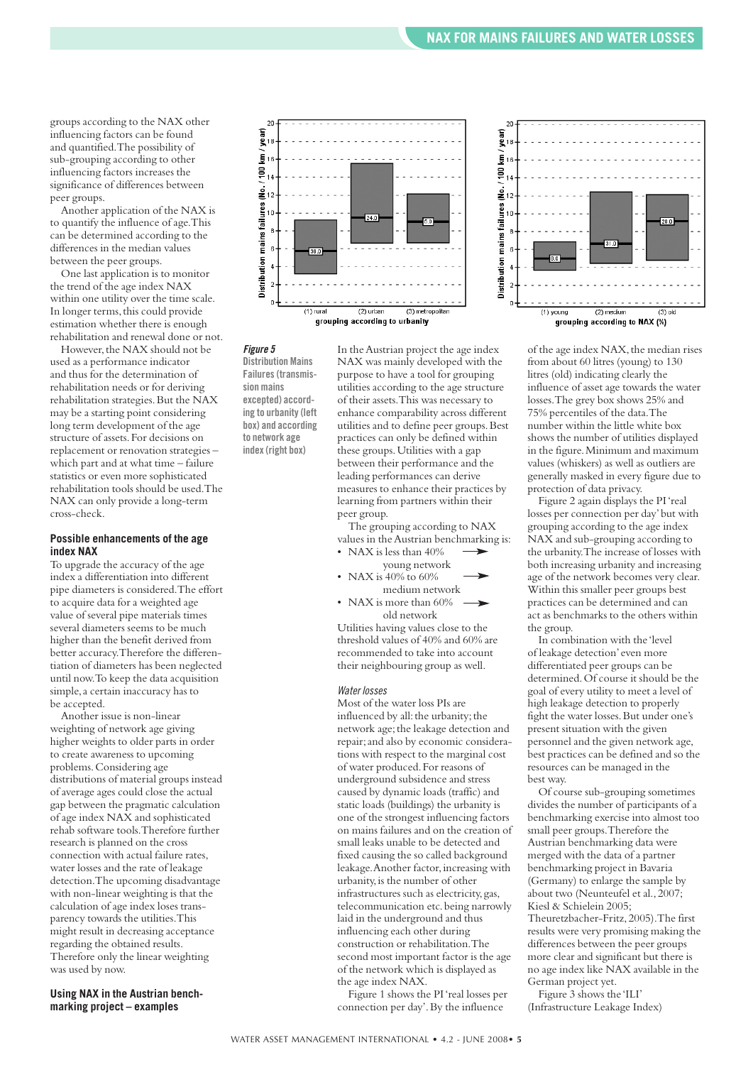groups according to the NAX other influencing factors can be found and quantified. The possibility of sub-grouping according to other influencing factors increases the significance of differences between peer groups.

Another application of the NAX is to quantify the influence of age. This can be determined according to the differences in the median values between the peer groups.

One last application is to monitor the trend of the age index NAX within one utility over the time scale. In longer terms, this could provide estimation whether there is enough rehabilitation and renewal done or not.

However, the NAX should not be used as a performance indicator and thus for the determination of rehabilitation needs or for deriving rehabilitation strategies. But the NAX may be a starting point considering long term development of the age structure of assets. For decisions on replacement or renovation strategies – which part and at what time – failure statistics or even more sophisticated rehabilitation tools should be used. The NAX can only provide a long-term cross-check.

### Possible enhancements of the age index NAX

To upgrade the accuracy of the age index a differentiation into different pipe diameters is considered. The effort to acquire data for a weighted age value of several pipe materials times several diameters seems to be much higher than the benefit derived from better accuracy. Therefore the differentiation of diameters has been neglected until now. To keep the data acquisition simple, a certain inaccuracy has to be accepted.

Another issue is non-linear weighting of network age giving higher weights to older parts in order to create awareness to upcoming problems. Considering age distributions of material groups instead of average ages could close the actual gap between the pragmatic calculation of age index NAX and sophisticated rehab software tools. Therefore further research is planned on the cross connection with actual failure rates, water losses and the rate of leakage detection. The upcoming disadvantage with non-linear weighting is that the calculation of age index loses transparency towards the utilities. This might result in decreasing acceptance regarding the obtained results. Therefore only the linear weighting was used by now.

### Using NAX in the Austrian benchmarking project – examples

*Figure 5*
**Distribution Mains Failures (transmission mains excepted) according to urbanity (left box) and according to network age index (right box)**

In the Austrian project the age index NAX was mainly developed with the purpose to have a tool for grouping utilities according to the age structure of their assets. This was necessary to enhance comparability across different utilities and to define peer groups. Best practices can only be defined within these groups. Utilities with a gap between their performance and the leading performances can derive measures to enhance their practices by learning from partners within their peer group.

The grouping according to NAX values in the Austrian benchmarking is:

- NAX is less than 40% → young network
- NAX is 40% to 60% → medium network
- NAX is more than 60% → old network

Utilities having values close to the threshold values of 40% and 60% are recommended to take into account their neighbouring group as well.

#### *Water losses*

Most of the water loss PIs are influenced by all: the urbanity; the network age; the leakage detection and repair; and also by economic considerations with respect to the marginal cost of water produced. For reasons of underground subsidence and stress caused by dynamic loads (traffic) and static loads (buildings) the urbanity is one of the strongest influencing factors on mains failures and on the creation of small leaks unable to be detected and fixed causing the so called background leakage. Another factor, increasing with urbanity, is the number of other infrastructures such as electricity, gas, telecommunication etc. being narrowly laid in the underground and thus influencing each other during construction or rehabilitation. The second most important factor is the age of the network which is displayed as the age index NAX.

Figure 1 shows the PI 'real losses per connection per day'. By the influence of the age index NAX, the median rises from about 60 litres (young) to 130 litres (old) indicating clearly the influence of asset age towards the water losses. The grey box shows 25% and 75% percentiles of the data. The number within the little white box shows the number of utilities displayed in the figure. Minimum and maximum values (whiskers) as well as outliers are generally masked in every figure due to protection of data privacy.

Figure 2 again displays the PI 'real losses per connection per day' but with grouping according to the age index NAX and sub-grouping according to the urbanity. The increase of losses with both increasing urbanity and increasing age of the network becomes very clear. Within this smaller peer groups best practices can be determined and can act as benchmarks to the others within the group.

In combination with the 'level of leakage detection' even more differentiated peer groups can be determined. Of course it should be the goal of every utility to meet a level of high leakage detection to properly fight the water losses. But under one's present situation with the given personnel and the given network age, best practices can be defined and so the resources can be managed in the best way.

Of course sub-grouping sometimes divides the number of participants of a benchmarking exercise into almost too small peer groups. Therefore the Austrian benchmarking data were merged with the data of a partner benchmarking project in Bavaria (Germany) to enlarge the sample by about two (Neunteufel et al., 2007; Kiesl & Schielein 2005; Theuretzbacher-Fritz, 2005). The first results were very promising making the differences between the peer groups more clear and significant but there is no age index like NAX available in the German project yet.

Figure 3 shows the 'ILI' (Infrastructure Leakage Index)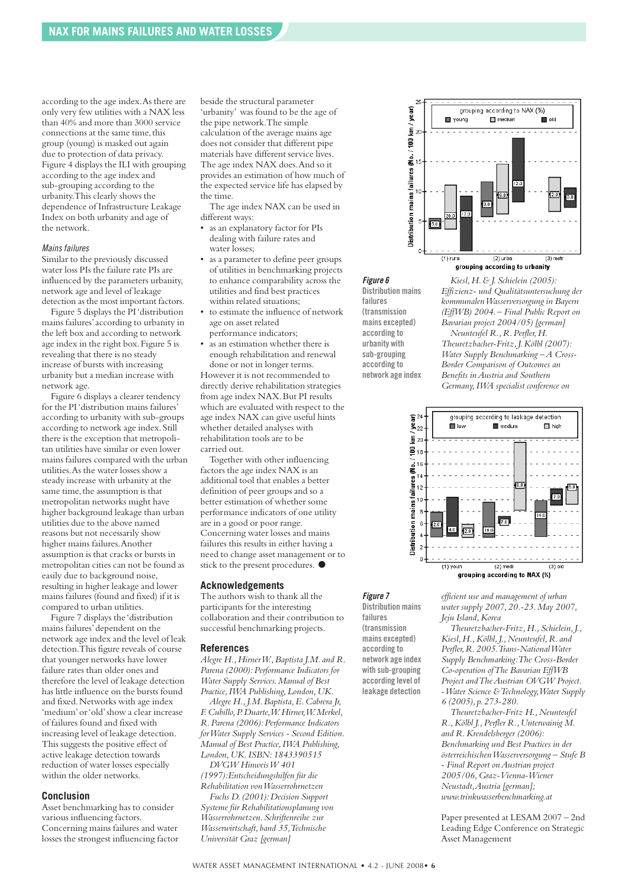according to the age index. As there are only very few utilities with a NAX less than 40% and more than 3000 service connections at the same time, this group (young) is masked out again due to protection of data privacy. Figure 4 displays the ILI with grouping according to the age index and sub-grouping according to the urbanity. This clearly shows the dependence of Infrastructure Leakage Index on both urbanity and age of the network.

*Mains failures*

Similar to the previously discussed water loss PIs the failure rate PIs are influenced by the parameters urbanity, network age and level of leakage detection as the most important factors.

Figure 5 displays the PI 'distribution mains failures' according to urbanity in the left box and according to the network age index in the right box. Figure 5 is revealing that there is no steady increase of bursts with increasing urbanity but a median increase with network age.

Figure 6 displays a clearer tendency for the PI 'distribution mains failures' according to urbanity with sub-groups according to network age index. Still there is the exception that metropolitan utilities have similar or even lower mains failures compared with the urban utilities. As the water losses show a steady increase with urbanity at the same time, the assumption is that metropolitan networks might have higher background leakage than urban utilities due to the above named reasons but not necessarily show higher mains failures. Another assumption is that cracks or bursts in metropolitan cities can not be found as easily due to background noise, resulting in higher leakage and lower mains failures (found and fixed) if it is compared to urban utilities.

Figure 7 displays the 'distribution mains failures' dependent on the network age index and the level of leak detection. This figure reveals of course that younger networks have lower failure rates than older ones and therefore the level of leakage detection has little influence on the bursts found and fixed. Networks with age index 'medium' or 'old' show a clear increase of failures found and fixed with increasing level of leakage detection. This suggests the positive effect of active leakage detection towards reduction of water losses especially within the older networks.

## Conclusion

Asset benchmarking has to consider various influencing factors. Concerning mains failures and water losses the strongest influencing factor beside the structural parameter 'urbanity' was found to be the age of the pipe network. The simple calculation of the average mains age does not consider that different pipe materials have different service lives. The age index NAX does. And so it provides an estimation of how much of the expected service life has elapsed by the time.

The age index NAX can be used in different ways:

- as an explanatory factor for PIs dealing with failure rates and water losses;
- as a parameter to define peer groups of utilities in benchmarking projects to enhance comparability across the utilities and find best practices within related situations;
- to estimate the influence of network age on asset related performance indicators;
- as an estimation whether there is enough rehabilitation and renewal done or not in longer terms.

However it is not recommended to directly derive rehabilitation strategies from age index NAX. But PI results which are evaluated with respect to the age index NAX can give useful hints whether detailed analyses with rehabilitation tools are to be carried out.

Together with other influencing factors the age index NAX is an additional tool that enables a better definition of peer groups and so a better estimation of whether some performance indicators of one utility are in a good or poor range. Concerning water losses and mains failures this results in either having a need to change asset management or to stick to the present procedures. ●

## Acknowledgements

The authors wish to thank all the participants for the interesting collaboration and their contribution to successful benchmarking projects.

## References

*Alegre H., Hirner W., Baptista J.M. and R. Parena (2000): Performance Indicators for Water Supply Services. Manual of Best Practice, IWA Publishing, London, UK.*

*Alegre H., J.M. Baptista, E. Cabrera Jr, F. Cubillo, P. Duarte, W. Hirner, W. Merkel, R. Parena (2006): Performance Indicators for Water Supply Services - Second Edition. Manual of Best Practice, IWA Publishing, London, UK. ISBN: 1843390515*

*DVGW Hinweis W 401 (1997): Entscheidungshilfen für die Rehabilitation von Wasserrohrnetzen*

*Fuchs D. (2001): Decision Support Systeme für Rehabilitationsplanung von Wasserrohrnetzen. Schriftenreihe zur Wasserwirtschaft, band 35, Technische Universität Graz [german]*

*Kiesl, H. & J. Schielein (2005): Effizienz- und Qualitätsuntersuchung der kommunalen Wasserversorgung in Bayern (EffWB) 2004. – Final Public Report on Bavarian project 2004/05) [german]*

*Neunteufel R., R. Perfler, H. Theuretzbacher-Fritz, J. Kölbl (2007): Water Supply Benchmarking – A Cross-Border Comparison of Outcomes an Benefits in Austria and Southern Germany, IWA specialist conference on efficient use and management of urban water supply 2007, 20.-23. May 2007, Jeju Island, Korea*

*Theuretzbacher-Fritz, H., Schielein, J., Kiesl, H., Kölbl, J., Neunteufel, R. and Perfler, R. 2005. Trans-National Water Supply Benchmarking: The Cross-Border Co-operation of The Bavarian EffWB Project and The Austrian OVGW Project. - Water Science & Technology, Water Supply 6 (2005), p. 273-280.*

*Theuretzbacher-Fritz H., Neunteufel R., Kölbl J., Perfler R., Unterwainig M. and R. Krendelsberger (2006): Benchmarking und Best Practices in der österreichischen Wasserversorgung – Stufe B - Final Report on Austrian project 2005/06, Graz-Vienna-Wiener Neustadt, Austria [german]; www.trinkwasserbenchmarking.at*

**Figure 6** Distribution mains failures (transmission mains excepted) according to urbanity with sub-grouping according to network age index

**Figure 7** Distribution mains failures (transmission mains excepted) according to network age index with sub-grouping according level of leakage detection

Paper presented at LESAM 2007 – 2nd Leading Edge Conference on Strategic Asset Management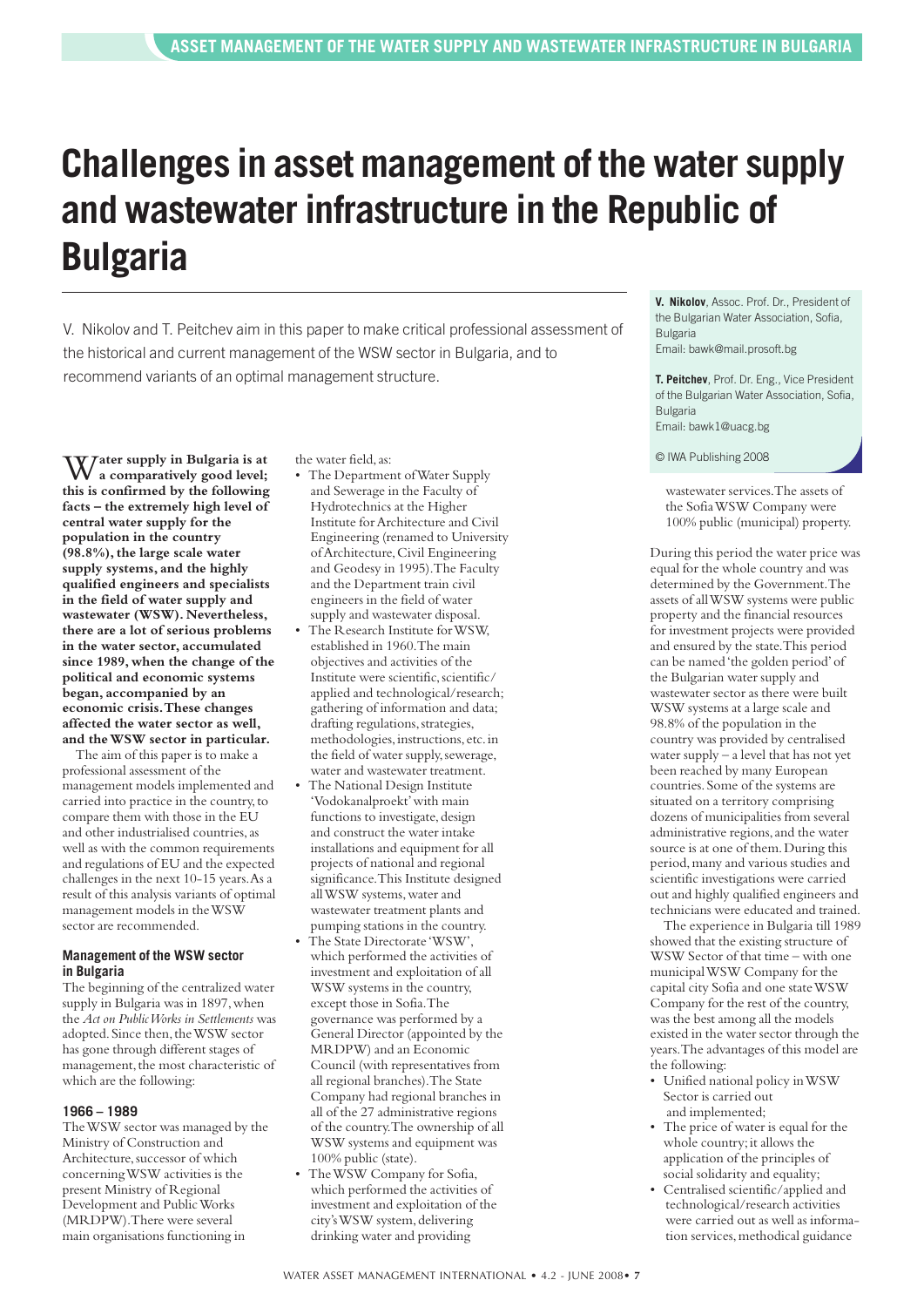# Challenges in asset management of the water supply and wastewater infrastructure in the Republic of Bulgaria

V. Nikolov and T. Peitchev aim in this paper to make critical professional assessment of the historical and current management of the WSW sector in Bulgaria, and to recommend variants of an optimal management structure.

**V. Nikolov**, Assoc. Prof. Dr., President of the Bulgarian Water Association, Sofia, Bulgaria
Email: bawk@mail.prosoft.bg

**T. Peitchev**, Prof. Dr. Eng., Vice President of the Bulgarian Water Association, Sofia, Bulgaria
Email: bawk1@uacg.bg

© IWA Publishing 2008

**Water supply in Bulgaria is at a comparatively good level; this is confirmed by the following facts – the extremely high level of central water supply for the population in the country (98.8%), the large scale water supply systems, and the highly qualified engineers and specialists in the field of water supply and wastewater (WSW). Nevertheless, there are a lot of serious problems in the water sector, accumulated since 1989, when the change of the political and economic systems began, accompanied by an economic crisis. These changes affected the water sector as well, and the WSW sector in particular.**

The aim of this paper is to make a professional assessment of the management models implemented and carried into practice in the country, to compare them with those in the EU and other industrialised countries, as well as with the common requirements and regulations of EU and the expected challenges in the next 10-15 years. As a result of this analysis variants of optimal management models in the WSW sector are recommended.

## Management of the WSW sector in Bulgaria

The beginning of the centralized water supply in Bulgaria was in 1897, when the *Act on Public Works in Settlements* was adopted. Since then, the WSW sector has gone through different stages of management, the most characteristic of which are the following:

### 1966 – 1989

The WSW sector was managed by the Ministry of Construction and Architecture, successor of which concerning WSW activities is the present Ministry of Regional Development and Public Works (MRDPW). There were several main organisations functioning in the water field, as:

- The Department of Water Supply and Sewerage in the Faculty of Hydrotechnics at the Higher Institute for Architecture and Civil Engineering (renamed to University of Architecture, Civil Engineering and Geodesy in 1995). The Faculty and the Department train civil engineers in the field of water supply and wastewater disposal.
- The Research Institute for WSW, established in 1960. The main objectives and activities of the Institute were scientific, scientific/applied and technological/research; gathering of information and data; drafting regulations, strategies, methodologies, instructions, etc. in the field of water supply, sewerage, water and wastewater treatment.
- The National Design Institute 'Vodokanalproekt' with main functions to investigate, design and construct the water intake installations and equipment for all projects of national and regional significance. This Institute designed all WSW systems, water and wastewater treatment plants and pumping stations in the country.
- The State Directorate 'WSW', which performed the activities of investment and exploitation of all WSW systems in the country, except those in Sofia. The governance was performed by a General Director (appointed by the MRDPW) and an Economic Council (with representatives from all regional branches). The State Company had regional branches in all of the 27 administrative regions of the country. The ownership of all WSW systems and equipment was 100% public (state).
- The WSW Company for Sofia, which performed the activities of investment and exploitation of the city's WSW system, delivering drinking water and providing wastewater services. The assets of the Sofia WSW Company were 100% public (municipal) property.

During this period the water price was equal for the whole country and was determined by the Government. The assets of all WSW systems were public property and the financial resources for investment projects were provided and ensured by the state. This period can be named 'the golden period' of the Bulgarian water supply and wastewater sector as there were built WSW systems at a large scale and 98.8% of the population in the country was provided by centralised water supply – a level that has not yet been reached by many European countries. Some of the systems are situated on a territory comprising dozens of municipalities from several administrative regions, and the water source is at one of them. During this period, many and various studies and scientific investigations were carried out and highly qualified engineers and technicians were educated and trained.

The experience in Bulgaria till 1989 showed that the existing structure of WSW Sector of that time – with one municipal WSW Company for the capital city Sofia and one state WSW Company for the rest of the country, was the best among all the models existed in the water sector through the years. The advantages of this model are the following:

- Unified national policy in WSW Sector is carried out and implemented;
- The price of water is equal for the whole country; it allows the application of the principles of social solidarity and equality;
- Centralised scientific/applied and technological/research activities were carried out as well as information services, methodical guidance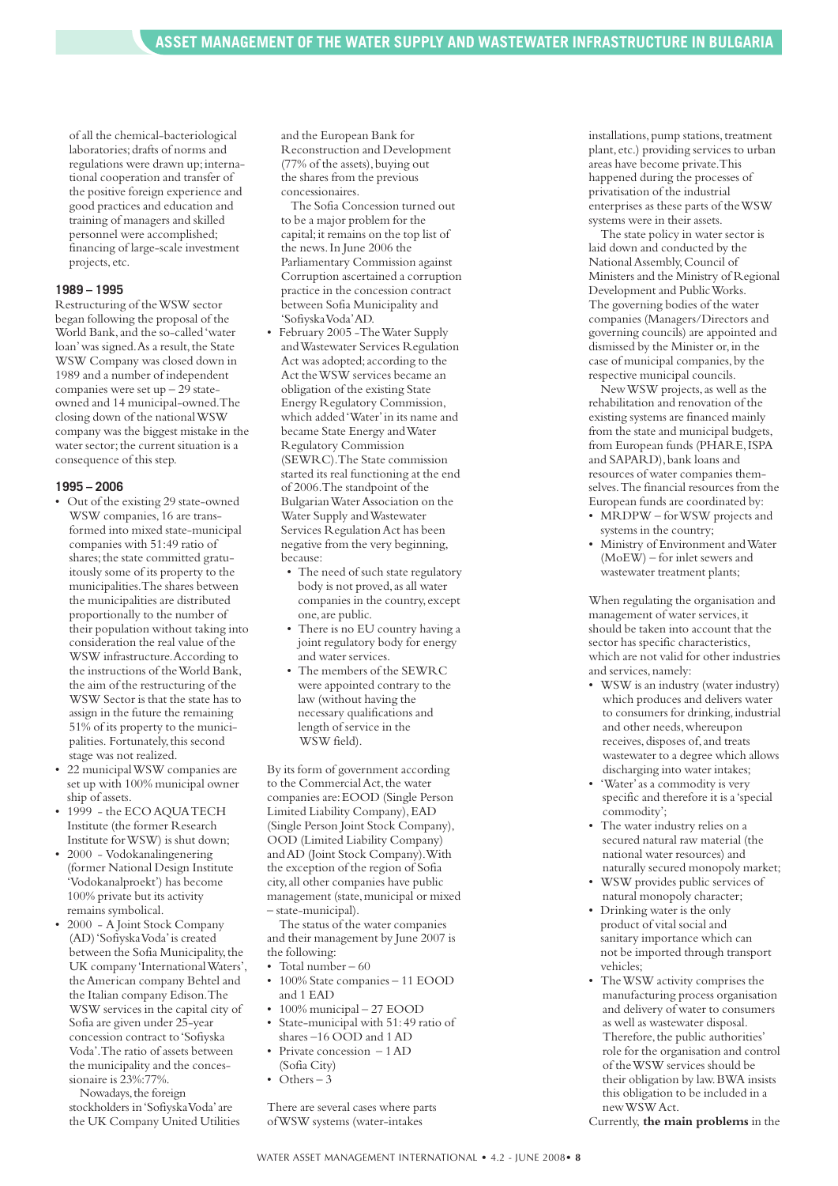of all the chemical-bacteriological laboratories; drafts of norms and regulations were drawn up; international cooperation and transfer of the positive foreign experience and good practices and education and training of managers and skilled personnel were accomplished; financing of large-scale investment projects, etc.

### 1989 – 1995

Restructuring of the WSW sector began following the proposal of the World Bank, and the so-called 'water loan' was signed. As a result, the State WSW Company was closed down in 1989 and a number of independent companies were set up – 29 state-owned and 14 municipal-owned. The closing down of the national WSW company was the biggest mistake in the water sector; the current situation is a consequence of this step.

### 1995 – 2006

- Out of the existing 29 state-owned WSW companies, 16 are transformed into mixed state-municipal companies with 51:49 ratio of shares; the state committed gratuitously some of its property to the municipalities. The shares between the municipalities are distributed proportionally to the number of their population without taking into consideration the real value of the WSW infrastructure. According to the instructions of the World Bank, the aim of the restructuring of the WSW Sector is that the state has to assign in the future the remaining 51% of its property to the municipalities. Fortunately, this second stage was not realized.
- 22 municipal WSW companies are set up with 100% municipal owner ship of assets.
- 1999 - the ECO AQUATECH Institute (the former Research Institute for WSW) is shut down;
- 2000 - Vodokanalingenering (former National Design Institute 'Vodokanalproekt') has become 100% private but its activity remains symbolical.
- 2000 - A Joint Stock Company (AD) 'Sofiyska Voda' is created between the Sofia Municipality, the UK company 'International Waters', the American company Behtel and the Italian company Edison. The WSW services in the capital city of Sofia are given under 25-year concession contract to 'Sofiyska Voda'. The ratio of assets between the municipality and the concessionaire is 23%:77%.

  Nowadays, the foreign stockholders in 'Sofiyska Voda' are the UK Company United Utilities and the European Bank for Reconstruction and Development (77% of the assets), buying out the shares from the previous concessionaires.

  The Sofia Concession turned out to be a major problem for the capital; it remains on the top list of the news. In June 2006 the Parliamentary Commission against Corruption ascertained a corruption practice in the concession contract between Sofia Municipality and 'Sofiyska Voda' AD.
- February 2005 - The Water Supply and Wastewater Services Regulation Act was adopted; according to the Act the WSW services became an obligation of the existing State Energy Regulatory Commission, which added 'Water' in its name and became State Energy and Water Regulatory Commission (SEWRC). The State commission started its real functioning at the end of 2006. The standpoint of the Bulgarian Water Association on the Water Supply and Wastewater Services Regulation Act has been negative from the very beginning, because:
  - The need of such state regulatory body is not proved, as all water companies in the country, except one, are public.
  - There is no EU country having a joint regulatory body for energy and water services.
  - The members of the SEWRC were appointed contrary to the law (without having the necessary qualifications and length of service in the WSW field).

By its form of government according to the Commercial Act, the water companies are: EOOD (Single Person Limited Liability Company), EAD (Single Person Joint Stock Company), OOD (Limited Liability Company) and AD (Joint Stock Company). With the exception of the region of Sofia city, all other companies have public management (state, municipal or mixed – state-municipal).

The status of the water companies and their management by June 2007 is the following:

- Total number – 60
- 100% State companies – 11 EOOD and 1 EAD
- 100% municipal – 27 EOOD
- State-municipal with 51:49 ratio of shares –16 OOD and 1 AD
- Private concession – 1 AD (Sofia City)
- Others – 3

There are several cases where parts of WSW systems (water-intakes installations, pump stations, treatment plant, etc.) providing services to urban areas have become private. This happened during the processes of privatisation of the industrial enterprises as these parts of the WSW systems were in their assets.

The state policy in water sector is laid down and conducted by the National Assembly, Council of Ministers and the Ministry of Regional Development and Public Works. The governing bodies of the water companies (Managers/Directors and governing councils) are appointed and dismissed by the Minister or, in the case of municipal companies, by the respective municipal councils.

New WSW projects, as well as the rehabilitation and renovation of the existing systems are financed mainly from the state and municipal budgets, from European funds (PHARE, ISPA and SAPARD), bank loans and resources of water companies themselves. The financial resources from the European funds are coordinated by:

- MRDPW – for WSW projects and systems in the country;
- Ministry of Environment and Water (MoEW) – for inlet sewers and wastewater treatment plants;

When regulating the organisation and management of water services, it should be taken into account that the sector has specific characteristics, which are not valid for other industries and services, namely:

- WSW is an industry (water industry) which produces and delivers water to consumers for drinking, industrial and other needs, whereupon receives, disposes of, and treats wastewater to a degree which allows discharging into water intakes;
- 'Water' as a commodity is very specific and therefore it is a 'special commodity';
- The water industry relies on a secured natural raw material (the national water resources) and naturally secured monopoly market;
- WSW provides public services of natural monopoly character;
- Drinking water is the only product of vital social and sanitary importance which can not be imported through transport vehicles;
- The WSW activity comprises the manufacturing process organisation and delivery of water to consumers as well as wastewater disposal. Therefore, the public authorities' role for the organisation and control of the WSW services should be their obligation by law. BWA insists this obligation to be included in a new WSW Act.

Currently, **the main problems** in the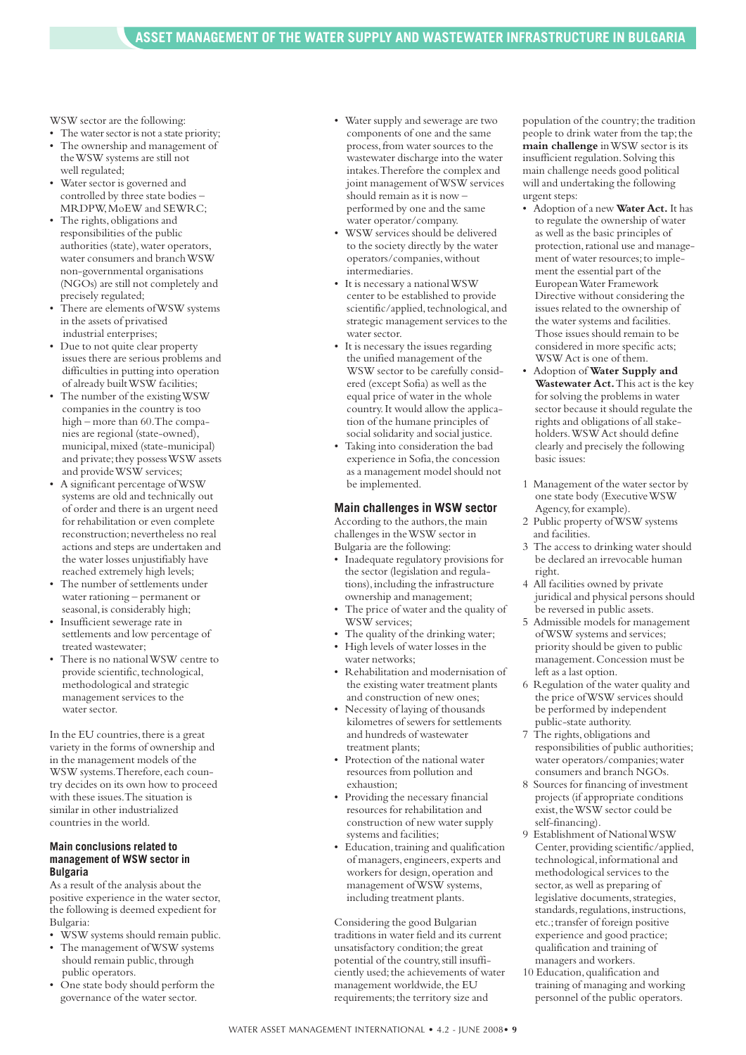WSW sector are the following:

- The water sector is not a state priority;
- The ownership and management of the WSW systems are still not well regulated;
- Water sector is governed and controlled by three state bodies – MRDPW, MoEW and SEWRC;
- The rights, obligations and responsibilities of the public authorities (state), water operators, water consumers and branch WSW non-governmental organisations (NGOs) are still not completely and precisely regulated;
- There are elements of WSW systems in the assets of privatised industrial enterprises;
- Due to not quite clear property issues there are serious problems and difficulties in putting into operation of already built WSW facilities;
- The number of the existing WSW companies in the country is too high – more than 60. The companies are regional (state-owned), municipal, mixed (state-municipal) and private; they possess WSW assets and provide WSW services;
- A significant percentage of WSW systems are old and technically out of order and there is an urgent need for rehabilitation or even complete reconstruction; nevertheless no real actions and steps are undertaken and the water losses unjustifiably have reached extremely high levels;
- The number of settlements under water rationing – permanent or seasonal, is considerably high;
- Insufficient sewerage rate in settlements and low percentage of treated wastewater;
- There is no national WSW centre to provide scientific, technological, methodological and strategic management services to the water sector.

In the EU countries, there is a great variety in the forms of ownership and in the management models of the WSW systems. Therefore, each country decides on its own how to proceed with these issues. The situation is similar in other industrialized countries in the world.

### Main conclusions related to management of WSW sector in Bulgaria

As a result of the analysis about the positive experience in the water sector, the following is deemed expedient for Bulgaria:

- WSW systems should remain public.
- The management of WSW systems should remain public, through public operators.
- One state body should perform the governance of the water sector.
- Water supply and sewerage are two components of one and the same process, from water sources to the wastewater discharge into the water intakes. Therefore the complex and joint management of WSW services should remain as it is now – performed by one and the same water operator/company.
- WSW services should be delivered to the society directly by the water operators/companies, without intermediaries.
- It is necessary a national WSW center to be established to provide scientific/applied, technological, and strategic management services to the water sector.
- It is necessary the issues regarding the unified management of the WSW sector to be carefully considered (except Sofia) as well as the equal price of water in the whole country. It would allow the application of the humane principles of social solidarity and social justice.
- Taking into consideration the bad experience in Sofia, the concession as a management model should not be implemented.

## Main challenges in WSW sector

According to the authors, the main challenges in the WSW sector in Bulgaria are the following:

- Inadequate regulatory provisions for the sector (legislation and regulations), including the infrastructure ownership and management;
- The price of water and the quality of WSW services;
- The quality of the drinking water;
- High levels of water losses in the water networks;
- Rehabilitation and modernisation of the existing water treatment plants and construction of new ones;
- Necessity of laying of thousands kilometres of sewers for settlements and hundreds of wastewater treatment plants;
- Protection of the national water resources from pollution and exhaustion;
- Providing the necessary financial resources for rehabilitation and construction of new water supply systems and facilities;
- Education, training and qualification of managers, engineers, experts and workers for design, operation and management of WSW systems, including treatment plants.

Considering the good Bulgarian traditions in water field and its current unsatisfactory condition; the great potential of the country, still insufficiently used; the achievements of water management worldwide, the EU requirements; the territory size and population of the country; the tradition people to drink water from the tap; the **main challenge** in WSW sector is its insufficient regulation. Solving this main challenge needs good political will and undertaking the following urgent steps:

- Adoption of a new **Water Act.** It has to regulate the ownership of water as well as the basic principles of protection, rational use and management of water resources; to implement the essential part of the European Water Framework Directive without considering the issues related to the ownership of the water systems and facilities. Those issues should remain to be considered in more specific acts; WSW Act is one of them.
- Adoption of **Water Supply and Wastewater Act.** This act is the key for solving the problems in water sector because it should regulate the rights and obligations of all stakeholders. WSW Act should define clearly and precisely the following basic issues:

1. Management of the water sector by one state body (Executive WSW Agency, for example).
2. Public property of WSW systems and facilities.
3. The access to drinking water should be declared an irrevocable human right.
4. All facilities owned by private juridical and physical persons should be reversed in public assets.
5. Admissible models for management of WSW systems and services; priority should be given to public management. Concession must be left as a last option.
6. Regulation of the water quality and the price of WSW services should be performed by independent public-state authority.
7. The rights, obligations and responsibilities of public authorities; water operators/companies; water consumers and branch NGOs.
8. Sources for financing of investment projects (if appropriate conditions exist, the WSW sector could be self-financing).
9. Establishment of National WSW Center, providing scientific/applied, technological, informational and methodological services to the sector, as well as preparing of legislative documents, strategies, standards, regulations, instructions, etc.; transfer of foreign positive experience and good practice; qualification and training of managers and workers.
10. Education, qualification and training of managing and working personnel of the public operators.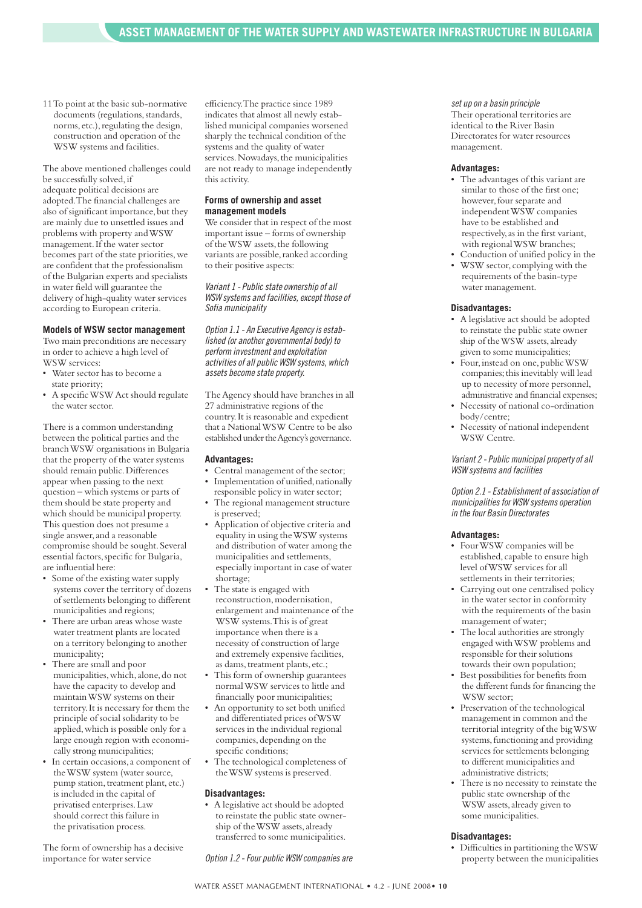11 To point at the basic sub-normative documents (regulations, standards, norms, etc.), regulating the design, construction and operation of the WSW systems and facilities.

The above mentioned challenges could be successfully solved, if adequate political decisions are adopted. The financial challenges are also of significant importance, but they are mainly due to unsettled issues and problems with property and WSW management. If the water sector becomes part of the state priorities, we are confident that the professionalism of the Bulgarian experts and specialists in water field will guarantee the delivery of high-quality water services according to European criteria.

### Models of WSW sector management

Two main preconditions are necessary in order to achieve a high level of WSW services:

- Water sector has to become a state priority;
- A specific WSW Act should regulate the water sector.

There is a common understanding between the political parties and the branch WSW organisations in Bulgaria that the property of the water systems should remain public. Differences appear when passing to the next question – which systems or parts of them should be state property and which should be municipal property. This question does not presume a single answer, and a reasonable compromise should be sought. Several essential factors, specific for Bulgaria, are influential here:

- Some of the existing water supply systems cover the territory of dozens of settlements belonging to different municipalities and regions;
- There are urban areas whose waste water treatment plants are located on a territory belonging to another municipality;
- There are small and poor municipalities, which, alone, do not have the capacity to develop and maintain WSW systems on their territory. It is necessary for them the principle of social solidarity to be applied, which is possible only for a large enough region with economically strong municipalities;
- In certain occasions, a component of the WSW system (water source, pump station, treatment plant, etc.) is included in the capital of privatised enterprises. Law should correct this failure in the privatisation process.

The form of ownership has a decisive importance for water service efficiency. The practice since 1989 indicates that almost all newly established municipal companies worsened sharply the technical condition of the systems and the quality of water services. Nowadays, the municipalities are not ready to manage independently this activity.

### Forms of ownership and asset management models

We consider that in respect of the most important issue – forms of ownership of the WSW assets, the following variants are possible, ranked according to their positive aspects:

*Variant 1 - Public state ownership of all WSW systems and facilities, except those of Sofia municipality*

*Option 1.1 - An Executive Agency is established (or another governmental body) to perform investment and exploitation activities of all public WSW systems, which assets become state property.*

The Agency should have branches in all 27 administrative regions of the country. It is reasonable and expedient that a National WSW Centre to be also established under the Agency's governance.

#### Advantages:

- Central management of the sector;
- Implementation of unified, nationally responsible policy in water sector;
- The regional management structure is preserved;
- Application of objective criteria and equality in using the WSW systems and distribution of water among the municipalities and settlements, especially important in case of water shortage;
- The state is engaged with reconstruction, modernisation, enlargement and maintenance of the WSW systems. This is of great importance when there is a necessity of construction of large and extremely expensive facilities, as dams, treatment plants, etc.;
- This form of ownership guarantees normal WSW services to little and financially poor municipalities;
- An opportunity to set both unified and differentiated prices of WSW services in the individual regional companies, depending on the specific conditions;
- The technological completeness of the WSW systems is preserved.

#### Disadvantages:

- A legislative act should be adopted to reinstate the public state ownership of the WSW assets, already transferred to some municipalities.

*Option 1.2 - Four public WSW companies are set up on a basin principle*

Their operational territories are identical to the River Basin Directorates for water resources management.

#### Advantages:

- The advantages of this variant are similar to those of the first one; however, four separate and independent WSW companies have to be established and respectively, as in the first variant, with regional WSW branches;
- Conduction of unified policy in the
- WSW sector, complying with the requirements of the basin-type water management.

#### Disadvantages:

- A legislative act should be adopted to reinstate the public state owner ship of the WSW assets, already given to some municipalities;
- Four, instead on one, public WSW companies; this inevitably will lead up to necessity of more personnel, administrative and financial expenses;
- Necessity of national co-ordination body/centre;
- Necessity of national independent WSW Centre.

*Variant 2 - Public municipal property of all WSW systems and facilities*

*Option 2.1 - Establishment of association of municipalities for WSW systems operation in the four Basin Directorates*

#### Advantages:

- Four WSW companies will be established, capable to ensure high level of WSW services for all settlements in their territories;
- Carrying out one centralised policy in the water sector in conformity with the requirements of the basin management of water;
- The local authorities are strongly engaged with WSW problems and responsible for their solutions towards their own population;
- Best possibilities for benefits from the different funds for financing the WSW sector;
- Preservation of the technological management in common and the territorial integrity of the big WSW systems, functioning and providing services for settlements belonging to different municipalities and administrative districts;
- There is no necessity to reinstate the public state ownership of the WSW assets, already given to some municipalities.

#### Disadvantages:

- Difficulties in partitioning the WSW property between the municipalities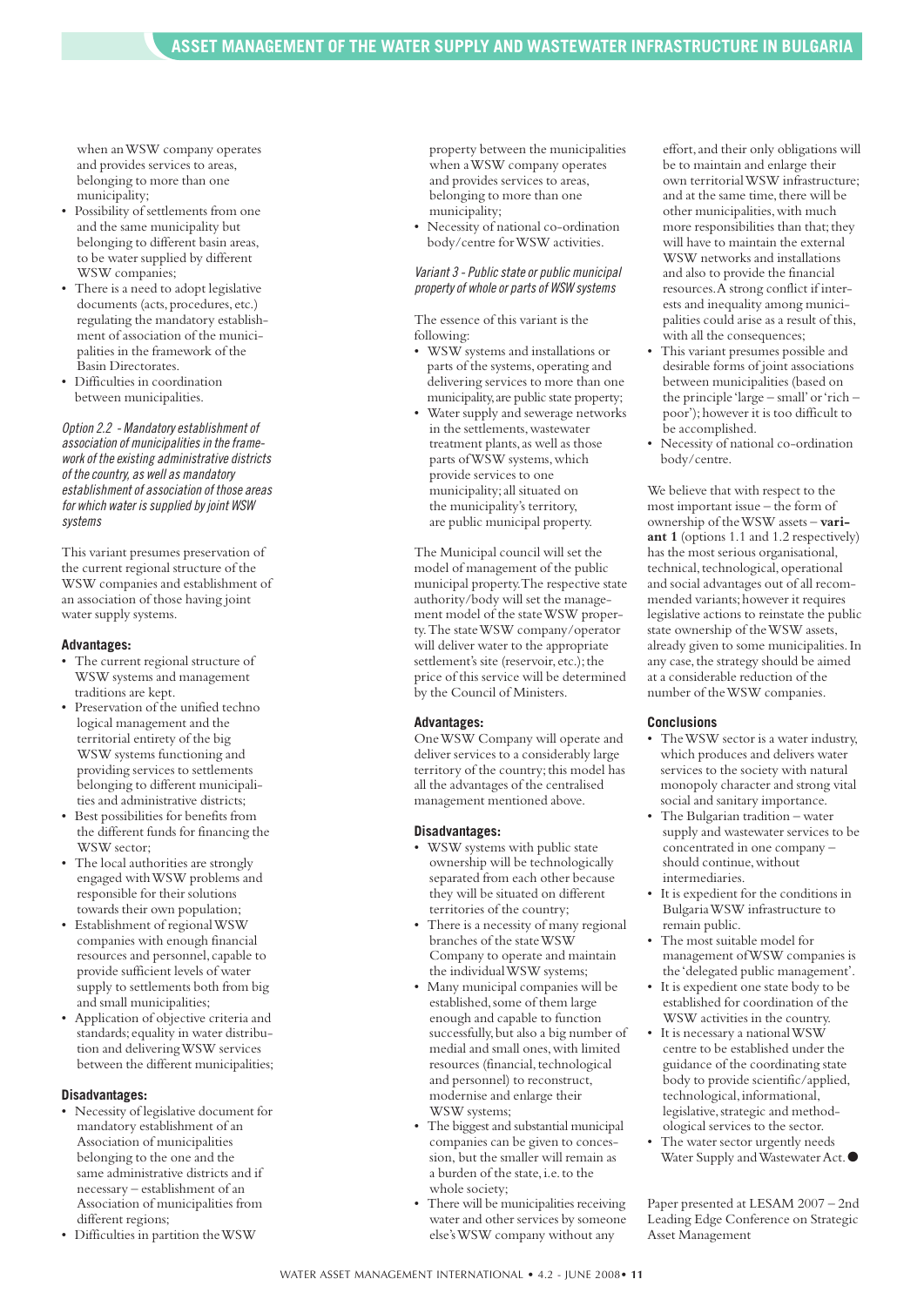when an WSW company operates and provides services to areas, belonging to more than one municipality;

- Possibility of settlements from one and the same municipality but belonging to different basin areas, to be water supplied by different WSW companies;
- There is a need to adopt legislative documents (acts, procedures, etc.) regulating the mandatory establishment of association of the municipalities in the framework of the Basin Directorates.
- Difficulties in coordination between municipalities.

*Option 2.2 - Mandatory establishment of association of municipalities in the framework of the existing administrative districts of the country, as well as mandatory establishment of association of those areas for which water is supplied by joint WSW systems*

This variant presumes preservation of the current regional structure of the WSW companies and establishment of an association of those having joint water supply systems.

**Advantages:**

- The current regional structure of WSW systems and management traditions are kept.
- Preservation of the unified techno logical management and the territorial entirety of the big WSW systems functioning and providing services to settlements belonging to different municipalities and administrative districts;
- Best possibilities for benefits from the different funds for financing the WSW sector;
- The local authorities are strongly engaged with WSW problems and responsible for their solutions towards their own population;
- Establishment of regional WSW companies with enough financial resources and personnel, capable to provide sufficient levels of water supply to settlements both from big and small municipalities;
- Application of objective criteria and standards; equality in water distribution and delivering WSW services between the different municipalities;

**Disadvantages:**

- Necessity of legislative document for mandatory establishment of an Association of municipalities belonging to the one and the same administrative districts and if necessary – establishment of an Association of municipalities from different regions;
- Difficulties in partition the WSW property between the municipalities when a WSW company operates and provides services to areas, belonging to more than one municipality;
- Necessity of national co-ordination body/centre for WSW activities.

*Variant 3 - Public state or public municipal property of whole or parts of WSW systems*

The essence of this variant is the following:

- WSW systems and installations or parts of the systems, operating and delivering services to more than one municipality, are public state property;
- Water supply and sewerage networks in the settlements, wastewater treatment plants, as well as those parts of WSW systems, which provide services to one municipality; all situated on the municipality's territory, are public municipal property.

The Municipal council will set the model of management of the public municipal property. The respective state authority/body will set the management model of the state WSW property. The state WSW company/operator will deliver water to the appropriate settlement's site (reservoir, etc.); the price of this service will be determined by the Council of Ministers.

**Advantages:**

One WSW Company will operate and deliver services to a considerably large territory of the country; this model has all the advantages of the centralised management mentioned above.

**Disadvantages:**

- WSW systems with public state ownership will be technologically separated from each other because they will be situated on different territories of the country;
- There is a necessity of many regional branches of the state WSW Company to operate and maintain the individual WSW systems;
- Many municipal companies will be established, some of them large enough and capable to function successfully, but also a big number of medial and small ones, with limited resources (financial, technological and personnel) to reconstruct, modernise and enlarge their WSW systems;
- The biggest and substantial municipal companies can be given to concession, but the smaller will remain as a burden of the state, i.e. to the whole society;
- There will be municipalities receiving water and other services by someone else's WSW company without any effort, and their only obligations will be to maintain and enlarge their own territorial WSW infrastructure; and at the same time, there will be other municipalities, with much more responsibilities than that; they will have to maintain the external WSW networks and installations and also to provide the financial resources. A strong conflict if interests and inequality among municipalities could arise as a result of this, with all the consequences;
- This variant presumes possible and desirable forms of joint associations between municipalities (based on the principle 'large – small' or 'rich – poor'); however it is too difficult to be accomplished.
- Necessity of national co-ordination body/centre.

We believe that with respect to the most important issue – the form of ownership of the WSW assets – **variant 1** (options 1.1 and 1.2 respectively) has the most serious organisational, technical, technological, operational and social advantages out of all recommended variants; however it requires legislative actions to reinstate the public state ownership of the WSW assets, already given to some municipalities. In any case, the strategy should be aimed at a considerable reduction of the number of the WSW companies.

**Conclusions**

- The WSW sector is a water industry, which produces and delivers water services to the society with natural monopoly character and strong vital social and sanitary importance.
- The Bulgarian tradition – water supply and wastewater services to be concentrated in one company – should continue, without intermediaries.
- It is expedient for the conditions in Bulgaria WSW infrastructure to remain public.
- The most suitable model for management of WSW companies is the 'delegated public management'.
- It is expedient one state body to be established for coordination of the WSW activities in the country.
- It is necessary a national WSW centre to be established under the guidance of the coordinating state body to provide scientific/applied, technological, informational, legislative, strategic and methodological services to the sector.
- The water sector urgently needs Water Supply and Wastewater Act. ●

Paper presented at LESAM 2007 – 2nd Leading Edge Conference on Strategic Asset Management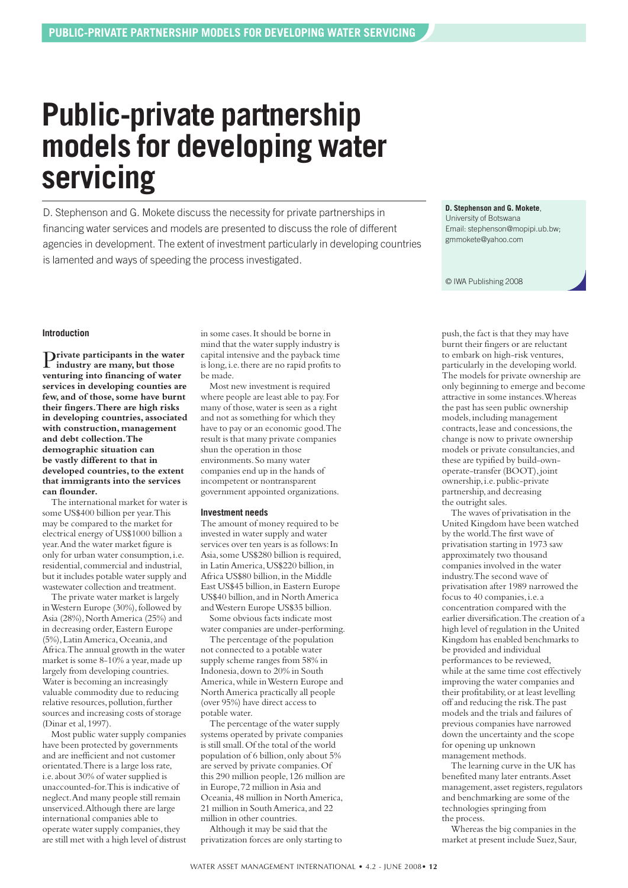# Public-private partnership models for developing water servicing

D. Stephenson and G. Mokete discuss the necessity for private partnerships in financing water services and models are presented to discuss the role of different agencies in development. The extent of investment particularly in developing countries is lamented and ways of speeding the process investigated.

**D. Stephenson and G. Mokete**, University of Botswana
Email: stephenson@mopipi.ub.bw; gmmokete@yahoo.com

© IWA Publishing 2008

## Introduction

**Private participants in the water industry are many, but those venturing into financing of water services in developing counties are few, and of those, some have burnt their fingers. There are high risks in developing countries, associated with construction, management and debt collection. The demographic situation can be vastly different to that in developed countries, to the extent that immigrants into the services can flounder.**

The international market for water is some US$400 billion per year. This may be compared to the market for electrical energy of US$1000 billion a year. And the water market figure is only for urban water consumption, i.e. residential, commercial and industrial, but it includes potable water supply and wastewater collection and treatment.

The private water market is largely in Western Europe (30%), followed by Asia (28%), North America (25%) and in decreasing order, Eastern Europe (5%), Latin America, Oceania, and Africa. The annual growth in the water market is some 8-10% a year, made up largely from developing countries. Water is becoming an increasingly valuable commodity due to reducing relative resources, pollution, further sources and increasing costs of storage (Dinar et al, 1997).

Most public water supply companies have been protected by governments and are inefficient and not customer orientated. There is a large loss rate, i.e. about 30% of water supplied is unaccounted-for. This is indicative of neglect. And many people still remain unserviced. Although there are large international companies able to operate water supply companies, they are still met with a high level of distrust in some cases. It should be borne in mind that the water supply industry is capital intensive and the payback time is long, i.e. there are no rapid profits to be made.

Most new investment is required where people are least able to pay. For many of those, water is seen as a right and not as something for which they have to pay or an economic good. The result is that many private companies shun the operation in those environments. So many water companies end up in the hands of incompetent or nontransparent government appointed organizations.

## Investment needs

The amount of money required to be invested in water supply and water services over ten years is as follows: In Asia, some US$280 billion is required, in Latin America, US$220 billion, in Africa US$80 billion, in the Middle East US$45 billion, in Eastern Europe US$40 billion, and in North America and Western Europe US$35 billion.

Some obvious facts indicate most water companies are under-performing.

The percentage of the population not connected to a potable water supply scheme ranges from 58% in Indonesia, down to 20% in South America, while in Western Europe and North America practically all people (over 95%) have direct access to potable water.

The percentage of the water supply systems operated by private companies is still small. Of the total of the world population of 6 billion, only about 5% are served by private companies. Of this 290 million people, 126 million are in Europe, 72 million in Asia and Oceania, 48 million in North America, 21 million in South America, and 22 million in other countries.

Although it may be said that the privatization forces are only starting to push, the fact is that they may have burnt their fingers or are reluctant to embark on high-risk ventures, particularly in the developing world. The models for private ownership are only beginning to emerge and become attractive in some instances. Whereas the past has seen public ownership models, including management contracts, lease and concessions, the change is now to private ownership models or private consultancies, and these are typified by build-own-operate-transfer (BOOT), joint ownership, i.e. public-private partnership, and decreasing the outright sales.

The waves of privatisation in the United Kingdom have been watched by the world. The first wave of privatisation starting in 1973 saw approximately two thousand companies involved in the water industry. The second wave of privatisation after 1989 narrowed the focus to 40 companies, i.e. a concentration compared with the earlier diversification. The creation of a high level of regulation in the United Kingdom has enabled benchmarks to be provided and individual performances to be reviewed, while at the same time cost effectively improving the water companies and their profitability, or at least levelling off and reducing the risk. The past models and the trials and failures of previous companies have narrowed down the uncertainty and the scope for opening up unknown management methods.

The learning curve in the UK has benefited many later entrants. Asset management, asset registers, regulators and benchmarking are some of the technologies springing from the process.

Whereas the big companies in the market at present include Suez, Saur,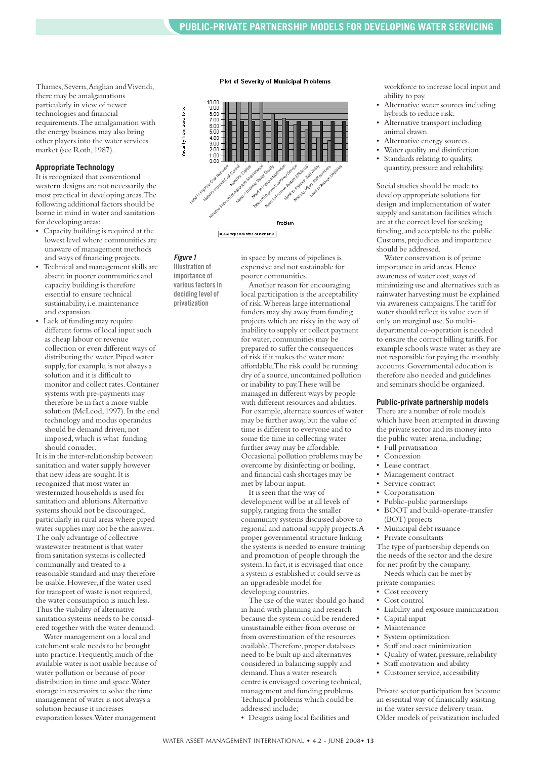Thames, Severn, Anglian and Vivendi, there may be amalgamations particularly in view of newer technologies and financial requirements. The amalgamation with the energy business may also bring other players into the water services market (see Roth, 1987).

### Appropriate Technology

It is recognized that conventional western designs are not necessarily the most practical in developing areas. The following additional factors should be borne in mind in water and sanitation for developing areas:

- Capacity building is required at the lowest level where communities are unaware of management methods and ways of financing projects.
- Technical and management skills are absent in poorer communities and capacity building is therefore essential to ensure technical sustainability, i.e. maintenance and expansion.
- Lack of funding may require different forms of local input such as cheap labour or revenue collection or even different ways of distributing the water. Piped water supply, for example, is not always a solution and it is difficult to monitor and collect rates. Container systems with pre-payments may therefore be in fact a more viable solution (McLeod, 1997). In the end technology and modus operandus should be demand driven, not imposed, which is what funding should consider.

It is in the inter-relationship between sanitation and water supply however that new ideas are sought. It is recognized that most water in westernized households is used for sanitation and ablutions. Alternative systems should not be discouraged, particularly in rural areas where piped water supplies may not be the answer. The only advantage of collective wastewater treatment is that water from sanitation systems is collected communally and treated to a reasonable standard and may therefore be usable. However, if the water used for transport of waste is not required, the water consumption is much less. Thus the viability of alternative sanitation systems needs to be considered together with the water demand.

Water management on a local and catchment scale needs to be brought into practice. Frequently, much of the available water is not usable because of water pollution or because of poor distribution in time and space. Water storage in reservoirs to solve the time management of water is not always a solution because it increases evaporation losses. Water management in space by means of pipelines is expensive and not sustainable for poorer communities.

Plot of Severity of Municipal Problems

*Figure 1*
**Illustration of importance of various factors in deciding level of privatization**

Another reason for encouraging local participation is the acceptability of risk. Whereas large international funders may shy away from funding projects which are risky in the way of inability to supply or collect payment for water, communities may be prepared to suffer the consequences of risk if it makes the water more affordable, The risk could be running dry of a source, uncontained pollution or inability to pay. These will be managed in different ways by people with different resources and abilities. For example, alternate sources of water may be further away, but the value of time is different to everyone and to some the time in collecting water further away may be affordable. Occasional pollution problems may be overcome by disinfecting or boiling, and financial cash shortages may be met by labour input.

It is seen that the way of development will be at all levels of supply, ranging from the smaller community systems discussed above to regional and national supply projects. A proper governmental structure linking the systems is needed to ensure training and promotion of people through the system. In fact, it is envisaged that once a system is established it could serve as an upgradeable model for developing countries.

The use of the water should go hand in hand with planning and research because the system could be rendered unsustainable either from overuse or from overestimation of the resources available. Therefore, proper databases need to be built up and alternatives considered in balancing supply and demand. Thus a water research centre is envisaged covering technical, management and funding problems. Technical problems which could be addressed include;

- Designs using local facilities and workforce to increase local input and ability to pay.
- Alternative water sources including hybrids to reduce risk.
- Alternative transport including animal drawn.
- Alternative energy sources.
- Water quality and disinfection.
- Standards relating to quality, quantity, pressure and reliability.

Social studies should be made to develop appropriate solutions for design and implementation of water supply and sanitation facilities which are at the correct level for seeking funding, and acceptable to the public. Customs, prejudices and importance should be addressed.

Water conservation is of prime importance in arid areas. Hence awareness of water cost, ways of minimizing use and alternatives such as rainwater harvesting must be explained via awareness campaigns. The tariff for water should reflect its value even if only on marginal use. So multi-departmental co-operation is needed to ensure the correct billing tariffs. For example schools waste water as they are not responsible for paying the monthly accounts. Governmental education is therefore also needed and guidelines and seminars should be organized.

### Public-private partnership models

There are a number of role models which have been attempted in drawing the private sector and its money into the public water arena, including;

- Full privatisation
- Concession
- Lease contract
- Management contract
- Service contract
- Corporatisation
- Public-public partnerships
- BOOT and build-operate-transfer (BOT) projects
- Municipal debt issuance
- Private consultants

The type of partnership depends on the needs of the sector and the desire for net profit by the company.

Needs which can be met by private companies:

- Cost recovery
- Cost control
- Liability and exposure minimization
- Capital input
- Maintenance
- System optimization
- Staff and asset minimization
- Quality of water, pressure, reliability
- Staff motivation and ability
- Customer service, accessibility

Private sector participation has become an essential way of financially assisting in the water service delivery train. Older models of privatization included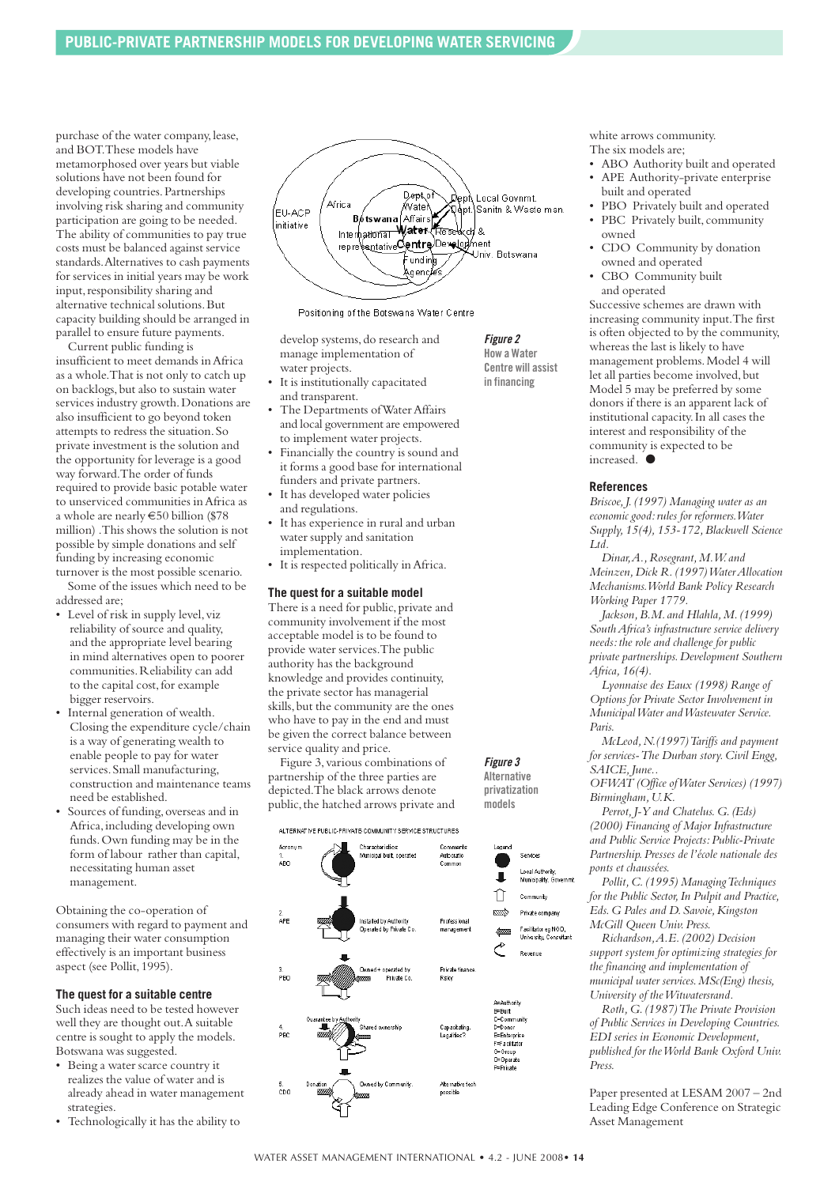purchase of the water company, lease, and BOT. These models have metamorphosed over years but viable solutions have not been found for developing countries. Partnerships involving risk sharing and community participation are going to be needed. The ability of communities to pay true costs must be balanced against service standards. Alternatives to cash payments for services in initial years may be work input, responsibility sharing and alternative technical solutions. But capacity building should be arranged in parallel to ensure future payments.

Current public funding is insufficient to meet demands in Africa as a whole. That is not only to catch up on backlogs, but also to sustain water services industry growth. Donations are also insufficient to go beyond token attempts to redress the situation. So private investment is the solution and the opportunity for leverage is a good way forward. The order of funds required to provide basic potable water to unserviced communities in Africa as a whole are nearly €50 billion ($78 million). This shows the solution is not possible by simple donations and self funding by increasing economic turnover is the most possible scenario.

Some of the issues which need to be addressed are;

- Level of risk in supply level, viz reliability of source and quality, and the appropriate level bearing in mind alternatives open to poorer communities. Reliability can add to the capital cost, for example bigger reservoirs.
- Internal generation of wealth. Closing the expenditure cycle/chain is a way of generating wealth to enable people to pay for water services. Small manufacturing, construction and maintenance teams need be established.
- Sources of funding, overseas and in Africa, including developing own funds. Own funding may be in the form of labour rather than capital, necessitating human asset management.

Obtaining the co-operation of consumers with regard to payment and managing their water consumption effectively is an important business aspect (see Pollit, 1995).

### The quest for a suitable centre

Such ideas need to be tested however well they are thought out. A suitable centre is sought to apply the models. Botswana was suggested.

- Being a water scarce country it realizes the value of water and is already ahead in water management strategies.
- Technologically it has the ability to develop systems, do research and manage implementation of water projects.
- It is institutionally capacitated and transparent.
- The Departments of Water Affairs and local government are empowered to implement water projects.
- Financially the country is sound and it forms a good base for international funders and private partners.
- It has developed water policies and regulations.
- It has experience in rural and urban water supply and sanitation implementation.
- It is respected politically in Africa.

Positioning of the Botswana Water Centre

***Figure 2*** **How a Water Centre will assist in financing**

### The quest for a suitable model

There is a need for public, private and community involvement if the most acceptable model is to be found to provide water services. The public authority has the background knowledge and provides continuity, the private sector has managerial skills, but the community are the ones who have to pay in the end and must be given the correct balance between service quality and price.

Figure 3, various combinations of partnership of the three parties are depicted. The black arrows denote public, the hatched arrows private and white arrows community.

***Figure 3*** **Alternative privatization models**

The six models are;

- ABO Authority built and operated
- APE Authority-private enterprise built and operated
- PBO Privately built and operated
- PBC Privately built, community owned
- CDO Community by donation owned and operated
- CBO Community built and operated

Successive schemes are drawn with increasing community input. The first is often objected to by the community, whereas the last is likely to have management problems. Model 4 will let all parties become involved, but Model 5 may be preferred by some donors if there is an apparent lack of institutional capacity. In all cases the interest and responsibility of the community is expected to be increased. ●

### References

*Briscoe, J. (1997) Managing water as an economic good: rules for reformers. Water Supply, 15(4), 153-172, Blackwell Science Ltd.*

*Dinar, A., Rosegrant, M.W. and Meinzen, Dick R. (1997) Water Allocation Mechanisms. World Bank Policy Research Working Paper 1779.*

*Jackson, B.M. and Hlahla, M. (1999) South Africa's infrastructure service delivery needs: the role and challenge for public private partnerships. Development Southern Africa, 16(4).*

*Lyonnaise des Eaux (1998) Range of Options for Private Sector Involvement in Municipal Water and Wastewater Service. Paris.*

*McLeod, N. (1997) Tariffs and payment for services- The Durban story. Civil Engg, SAICE, June.*

*OFWAT (Office of Water Services) (1997) Birmingham, U.K.*

*Perrot, J-Y and Chatelus. G. (Eds) (2000) Financing of Major Infrastructure and Public Service Projects: Public-Private Partnership. Presses de l'école nationale des ponts et chaussées.*

*Pollit, C. (1995) Managing Techniques for the Public Sector, In Pulpit and Practice, Eds. G Pales and D. Savoie, Kingston McGill Queen Univ. Press.*

*Richardson, A.E. (2002) Decision support system for optimizing strategies for the financing and implementation of municipal water services. MSc(Eng) thesis, University of the Witwatersrand.*

*Roth, G. (1987) The Private Provision of Public Services in Developing Countries. EDI series in Economic Development, published for the World Bank Oxford Univ. Press.*

Paper presented at LESAM 2007 – 2nd Leading Edge Conference on Strategic Asset Management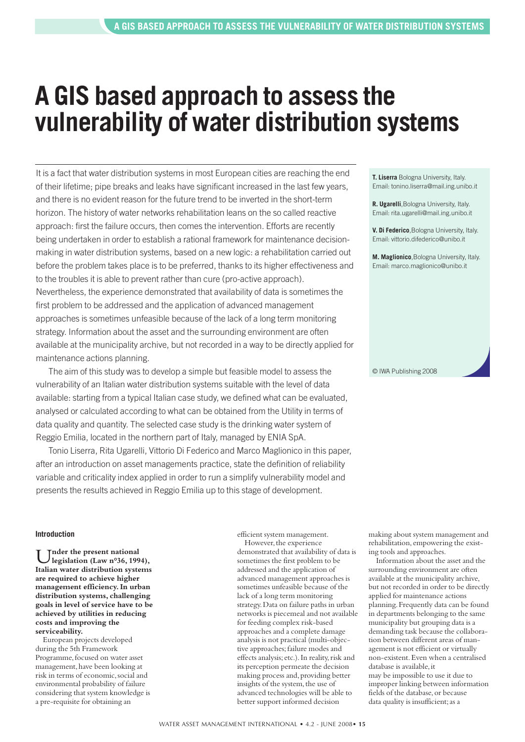# A GIS based approach to assess the vulnerability of water distribution systems

It is a fact that water distribution systems in most European cities are reaching the end of their lifetime; pipe breaks and leaks have significant increased in the last few years, and there is no evident reason for the future trend to be inverted in the short-term horizon. The history of water networks rehabilitation leans on the so called reactive approach: first the failure occurs, then comes the intervention. Efforts are recently being undertaken in order to establish a rational framework for maintenance decision-making in water distribution systems, based on a new logic: a rehabilitation carried out before the problem takes place is to be preferred, thanks to its higher effectiveness and to the troubles it is able to prevent rather than cure (pro-active approach). Nevertheless, the experience demonstrated that availability of data is sometimes the first problem to be addressed and the application of advanced management approaches is sometimes unfeasible because of the lack of a long term monitoring strategy. Information about the asset and the surrounding environment are often available at the municipality archive, but not recorded in a way to be directly applied for maintenance actions planning.

The aim of this study was to develop a simple but feasible model to assess the vulnerability of an Italian water distribution systems suitable with the level of data available: starting from a typical Italian case study, we defined what can be evaluated, analysed or calculated according to what can be obtained from the Utility in terms of data quality and quantity. The selected case study is the drinking water system of Reggio Emilia, located in the northern part of Italy, managed by ENIA SpA.

Tonio Liserra, Rita Ugarelli, Vittorio Di Federico and Marco Maglionico in this paper, after an introduction on asset managements practice, state the definition of reliability variable and criticality index applied in order to run a simplify vulnerability model and presents the results achieved in Reggio Emilia up to this stage of development.

**T. Liserra** Bologna University, Italy. Email: tonino.liserra@mail.ing.unibo.it

**R. Ugarelli**, Bologna University, Italy. Email: rita.ugarelli@mail.ing.unibo.it

**V. Di Federico**, Bologna University, Italy. Email: vittorio.difederico@unibo.it

**M. Maglionico**, Bologna University, Italy. Email: marco.maglionico@unibo.it

© IWA Publishing 2008

## Introduction

**Under the present national legislation (Law n°36, 1994), Italian water distribution systems are required to achieve higher management efficiency. In urban distribution systems, challenging goals in level of service have to be achieved by utilities in reducing costs and improving the serviceability.**

European projects developed during the 5th Framework Programme, focused on water asset management, have been looking at risk in terms of economic, social and environmental probability of failure considering that system knowledge is a pre-requisite for obtaining an efficient system management.

However, the experience demonstrated that availability of data is sometimes the first problem to be addressed and the application of advanced management approaches is sometimes unfeasible because of the lack of a long term monitoring strategy. Data on failure paths in urban networks is piecemeal and not available for feeding complex risk-based approaches and a complete damage analysis is not practical (multi-objective approaches; failure modes and effects analysis; etc.). In reality, risk and its perception permeate the decision making process and, providing better insights of the system, the use of advanced technologies will be able to better support informed decision making about system management and rehabilitation, empowering the existing tools and approaches.

Information about the asset and the surrounding environment are often available at the municipality archive, but not recorded in order to be directly applied for maintenance actions planning. Frequently data can be found in departments belonging to the same municipality but grouping data is a demanding task because the collaboration between different areas of management is not efficient or virtually non-existent. Even when a centralised database is available, it may be impossible to use it due to improper linking between information fields of the database, or because data quality is insufficient; as a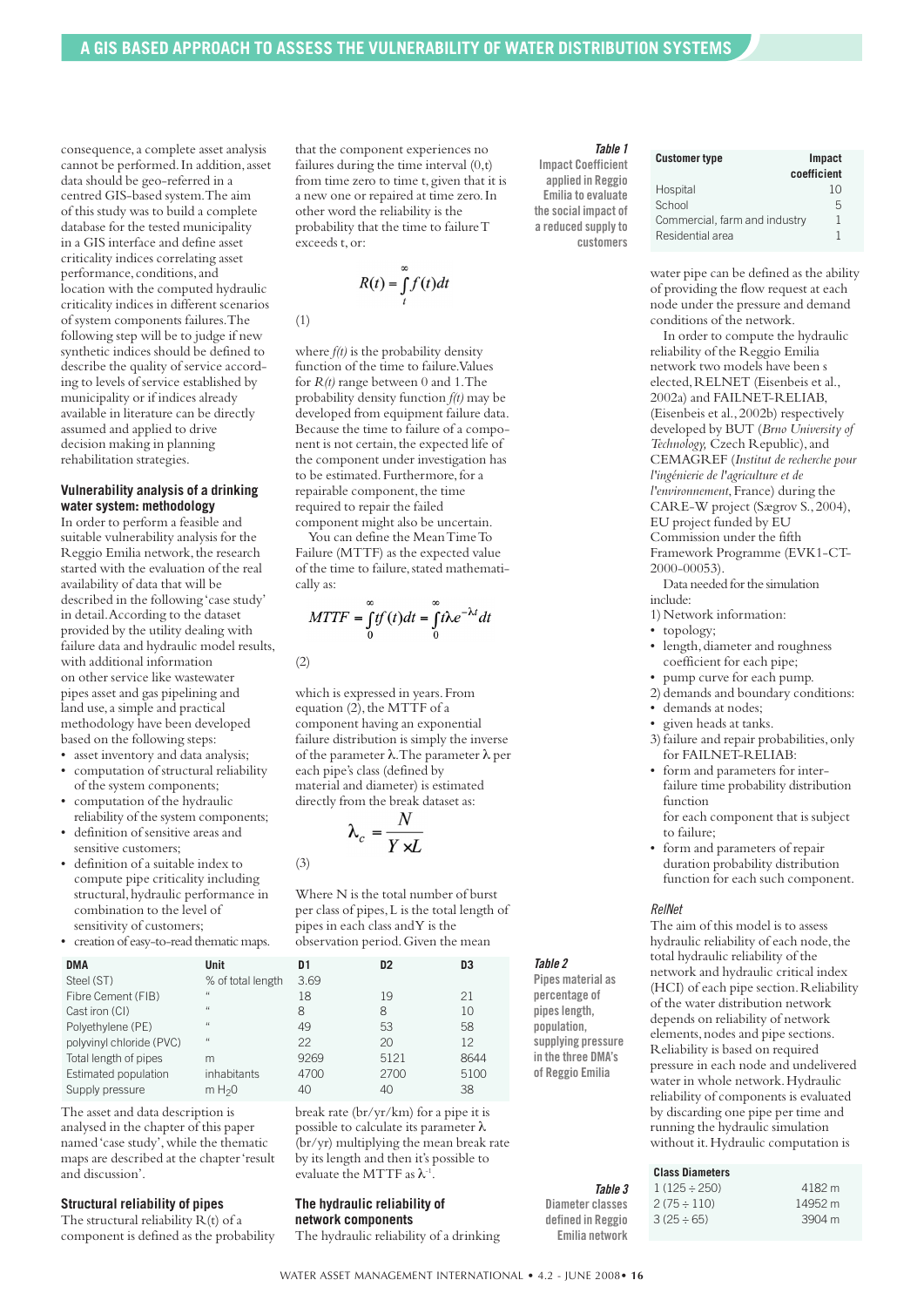consequence, a complete asset analysis cannot be performed. In addition, asset data should be geo-referred in a centred GIS-based system. The aim of this study was to build a complete database for the tested municipality in a GIS interface and define asset criticality indices correlating asset performance, conditions, and location with the computed hydraulic criticality indices in different scenarios of system components failures. The following step will be to judge if new synthetic indices should be defined to describe the quality of service according to levels of service established by municipality or if indices already available in literature can be directly assumed and applied to drive decision making in planning rehabilitation strategies.

## Vulnerability analysis of a drinking water system: methodology

In order to perform a feasible and suitable vulnerability analysis for the Reggio Emilia network, the research started with the evaluation of the real availability of data that will be described in the following 'case study' in detail. According to the dataset provided by the utility dealing with failure data and hydraulic model results, with additional information on other service like wastewater pipes asset and gas pipelining and land use, a simple and practical methodology have been developed based on the following steps:

- asset inventory and data analysis;
- computation of structural reliability of the system components;
- computation of the hydraulic reliability of the system components;
- definition of sensitive areas and sensitive customers;
- definition of a suitable index to compute pipe criticality including structural, hydraulic performance in combination to the level of sensitivity of customers;
- creation of easy-to-read thematic maps.

| DMA | Unit | D1 | D2 | D3 |
|---|---|---|---|---|
| Steel (ST) | % of total length | 3.69 | | |
| Fibre Cement (FIB) | " | 18 | 19 | 21 |
| Cast iron (CI) | " | 8 | 8 | 10 |
| Polyethylene (PE) | " | 49 | 53 | 58 |
| polyvinyl chloride (PVC) | " | 22 | 20 | 12 |
| Total length of pipes | m | 9269 | 5121 | 8644 |
| Estimated population | inhabitants | 4700 | 2700 | 5100 |
| Supply pressure | m $H_2O$ | 40 | 40 | 38 |

**Table 2** Pipes material as percentage of pipes length, population, supplying pressure in the three DMA's of Reggio Emilia

The asset and data description is analysed in the chapter of this paper named 'case study', while the thematic maps are described in the chapter 'result and discussion'.

## Structural reliability of pipes

The structural reliability R(t) of a component is defined as the probability that the component experiences no failures during the time interval (0,t) from time zero to time t, given that it is a new one or repaired at time zero. In other word the reliability is the probability that the time to failure T exceeds t, or:

$$R(t) = \int_{t}^{\infty} f(t)dt \tag{1}$$

where *f(t)* is the probability density function of the time to failure. Values for *R(t)* range between 0 and 1. The probability density function *f(t)* may be developed from equipment failure data. Because the time to failure of a component is not certain, the expected life of the component under investigation has to be estimated. Furthermore, for a repairable component, the time required to repair the failed component might also be uncertain.

You can define the Mean Time To Failure (MTTF) as the expected value of the time to failure, stated mathematically as:

$$MTTF = \int_{0}^{\infty} tf(t)dt = \int_{0}^{\infty} t\lambda e^{-\lambda t}dt \tag{2}$$

which is expressed in years. From equation (2), the MTTF of a component having an exponential failure distribution is simply the inverse of the parameter λ. The parameter λ per each pipe's class (defined by material and diameter) is estimated directly from the break dataset as:

$$\lambda_c = \frac{N}{Y \times L} \tag{3}$$

Where N is the total number of burst per class of pipes, L is the total length of pipes in each class and Y is the observation period. Given the mean break rate (br/yr/km) for a pipe it is possible to calculate its parameter λ (br/yr) multiplying the mean break rate by its length and then it's possible to evaluate the MTTF as $\lambda^{-1}$.

## The hydraulic reliability of network components

The hydraulic reliability of a drinking water pipe can be defined as the ability of providing the flow request at each node under the pressure and demand conditions of the network.

**Table 1** Impact Coefficient applied in Reggio Emilia to evaluate the social impact of a reduced supply to customers

| Customer type | Impact coefficient |
|---|---|
| Hospital | 10 |
| School | 5 |
| Commercial, farm and industry | 1 |
| Residential area | 1 |

In order to compute the hydraulic reliability of the Reggio Emilia network two models have been s elected, RELNET (Eisenbeis et al., 2002a) and FAILNET-RELIAB, (Eisenbeis et al., 2002b) respectively developed by BUT (*Brno University of Technology,* Czech Republic), and CEMAGREF (*Institut de recherche pour l'ingénierie de l'agriculture et de l'environnement*, France) during the CARE-W project (Sægrov S., 2004), EU project funded by EU Commission under the fifth Framework Programme (EVK1-CT-2000-00053).

Data needed for the simulation include:

1) Network information:
- topology;
- length, diameter and roughness coefficient for each pipe;
- pump curve for each pump.

2) demands and boundary conditions:
- demands at nodes;
- given heads at tanks.

3) failure and repair probabilities, only for FAILNET-RELIAB:
- form and parameters for inter-failure time probability distribution function
  for each component that is subject to failure;
- form and parameters of repair duration probability distribution function for each such component.

### *RelNet*

The aim of this model is to assess hydraulic reliability of each node, the total hydraulic reliability of the network and hydraulic critical index (HCI) of each pipe section. Reliability of the water distribution network depends on reliability of network elements, nodes and pipe sections. Reliability is based on required pressure in each node and undelivered water in whole network. Hydraulic reliability of components is evaluated by discarding one pipe per time and running the hydraulic simulation without it. Hydraulic computation is

**Table 3** Diameter classes defined in Reggio Emilia network

| Class Diameters | |
|---|---|
| 1 (125 ÷ 250) | 4182 m |
| 2 (75 ÷ 110) | 14952 m |
| 3 (25 ÷ 65) | 3904 m |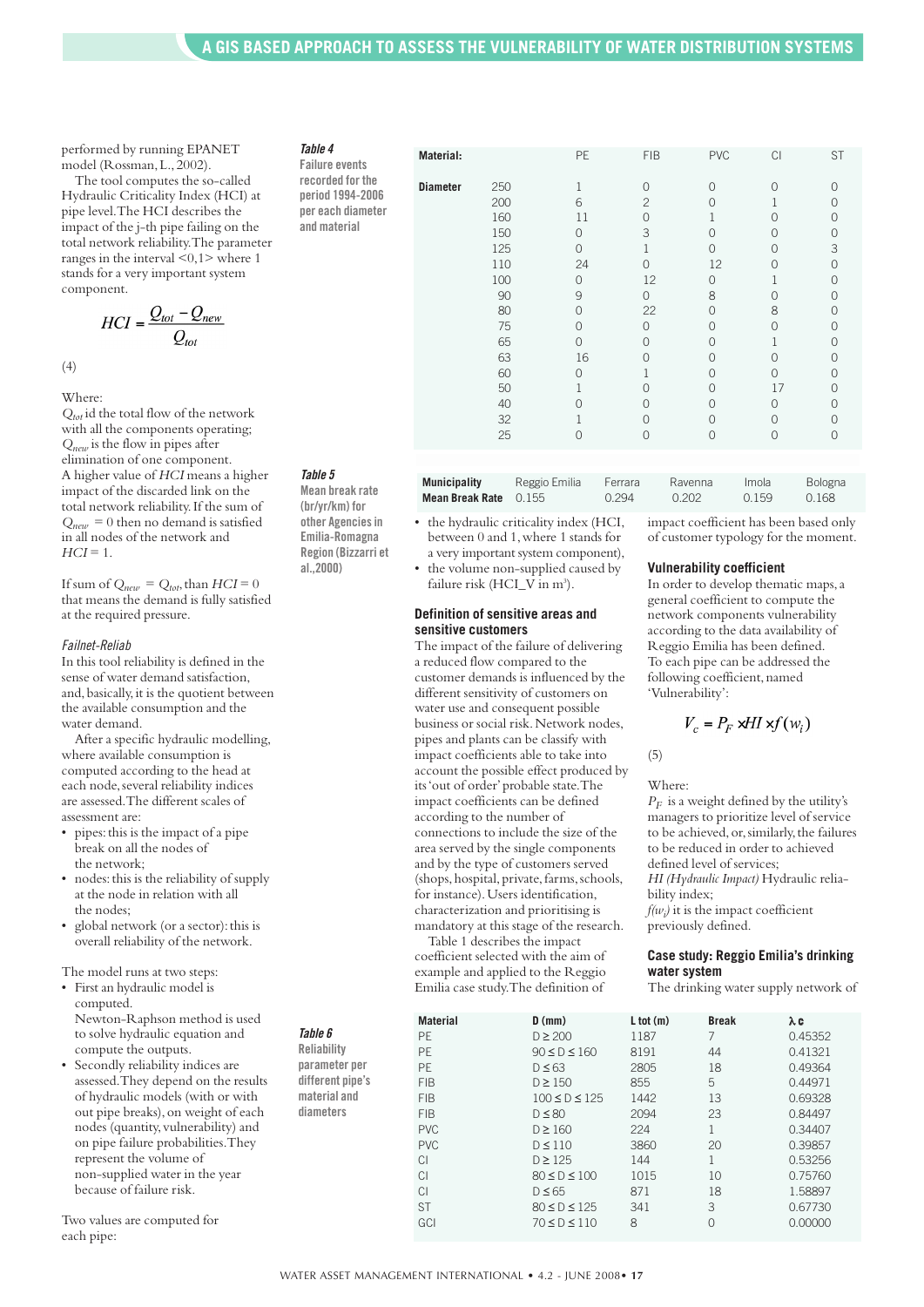performed by running EPANET model (Rossman, L., 2002).

The tool computes the so-called Hydraulic Criticality Index (HCI) at pipe level. The HCI describes the impact of the j-th pipe failing on the total network reliability. The parameter ranges in the interval <0,1> where 1 stands for a very important system component.

$$HCI = \frac{Q_{tot} - Q_{new}}{Q_{tot}}$$

(4)

Where:
$Q_{tot}$ id the total flow of the network with all the components operating;
$Q_{new}$ is the flow in pipes after elimination of one component.
A higher value of $HCI$ means a higher impact of the discarded link on the total network reliability. If the sum of $Q_{new}$ = 0 then no demand is satisfied in all nodes of the network and $HCI$ = 1.

If sum of $Q_{new}$ = $Q_{tot}$, than $HCI$ = 0 that means the demand is fully satisfied at the required pressure.

*Failnet-Reliab*

In this tool reliability is defined in the sense of water demand satisfaction, and, basically, it is the quotient between the available consumption and the water demand.

After a specific hydraulic modelling, where available consumption is computed according to the head at each node, several reliability indices are assessed. The different scales of assessment are:

- pipes: this is the impact of a pipe break on all the nodes of the network;
- nodes: this is the reliability of supply at the node in relation with all the nodes;
- global network (or a sector): this is overall reliability of the network.

The model runs at two steps:

- First an hydraulic model is computed. Newton-Raphson method is used to solve hydraulic equation and compute the outputs.
- Secondly reliability indices are assessed. They depend on the results of hydraulic models (with or with out pipe breaks), on weight of each nodes (quantity, vulnerability) and on pipe failure probabilities. They represent the volume of non-supplied water in the year because of failure risk.

Two values are computed for each pipe:

- the hydraulic criticality index (HCI, between 0 and 1, where 1 stands for a very important system component),
- the volume non-supplied caused by failure risk (HCI_V in m$^3$).

**Table 4** Failure events recorded for the period 1994-2006 per each diameter and material

| Material: | | PE | FIB | PVC | CI | ST |
|---|---|---|---|---|---|---|
| Diameter | 250 | 1 | 0 | 0 | 0 | 0 |
| | 200 | 6 | 2 | 0 | 1 | 0 |
| | 160 | 11 | 0 | 1 | 0 | 0 |
| | 150 | 0 | 3 | 0 | 0 | 0 |
| | 125 | 0 | 1 | 0 | 0 | 3 |
| | 110 | 24 | 0 | 12 | 0 | 0 |
| | 100 | 0 | 12 | 0 | 1 | 0 |
| | 90 | 9 | 0 | 8 | 0 | 0 |
| | 80 | 0 | 22 | 0 | 8 | 0 |
| | 75 | 0 | 0 | 0 | 0 | 0 |
| | 65 | 0 | 0 | 0 | 1 | 0 |
| | 63 | 16 | 0 | 0 | 0 | 0 |
| | 60 | 0 | 1 | 0 | 0 | 0 |
| | 50 | 1 | 0 | 0 | 17 | 0 |
| | 40 | 0 | 0 | 0 | 0 | 0 |
| | 32 | 1 | 0 | 0 | 0 | 0 |
| | 25 | 0 | 0 | 0 | 0 | 0 |

**Table 5** Mean break rate (br/yr/km) for other Agencies in Emilia-Romagna Region (Bizzarri et al.,2000)

| Municipality | Reggio Emilia | Ferrara | Ravenna | Imola | Bologna |
|---|---|---|---|---|---|
| Mean Break Rate | 0.155 | 0.294 | 0.202 | 0.159 | 0.168 |

### Definition of sensitive areas and sensitive customers

The impact of the failure of delivering a reduced flow compared to the customer demands is influenced by the different sensitivity of customers on water use and consequent possible business or social risk. Network nodes, pipes and plants can be classify with impact coefficients able to take into account the possible effect produced by its 'out of order' probable state. The impact coefficients can be defined according to the number of connections to include the size of the area served by the single components and by the type of customers served (shops, hospital, private, farms, schools, for instance). Users identification, characterization and prioritising is mandatory at this stage of the research.

Table 1 describes the impact coefficient selected with the aim of example and applied to the Reggio Emilia case study. The definition of impact coefficient has been based only of customer typology for the moment.

### Vulnerability coefficient

In order to develop thematic maps, a general coefficient to compute the network components vulnerability according to the data availability of Reggio Emilia has been defined. To each pipe can be addressed the following coefficient, named 'Vulnerability':

$$V_c = P_F \times HI \times f(w_i)$$

(5)

Where:
$P_F$ is a weight defined by the utility's managers to prioritize level of service to be achieved, or, similarly, the failures to be reduced in order to achieved defined level of services;
*HI (Hydraulic Impact)* Hydraulic reliability index;
$f(w_i)$ it is the impact coefficient previously defined.

### Case study: Reggio Emilia's drinking water system

The drinking water supply network of

**Table 6** Reliability parameter per different pipe's material and diameters

| Material | D (mm) | L tot (m) | Break | λ c |
|---|---|---|---|---|
| PE | D ≥ 200 | 1187 | 7 | 0.45352 |
| PE | 90 ≤ D ≤ 160 | 8191 | 44 | 0.41321 |
| PE | D ≤ 63 | 2805 | 18 | 0.49364 |
| FIB | D ≥ 150 | 855 | 5 | 0.44971 |
| FIB | 100 ≤ D ≤ 125 | 1442 | 13 | 0.69328 |
| FIB | D ≤ 80 | 2094 | 23 | 0.84497 |
| PVC | D ≥ 160 | 224 | 1 | 0.34407 |
| PVC | D ≤ 110 | 3860 | 20 | 0.39857 |
| CI | D ≥ 125 | 144 | 1 | 0.53256 |
| CI | 80 ≤ D ≤ 100 | 1015 | 10 | 0.75760 |
| CI | D ≤ 65 | 871 | 18 | 1.58897 |
| ST | 80 ≤ D ≤ 125 | 341 | 3 | 0.67730 |
| GCI | 70 ≤ D ≤ 110 | 8 | 0 | 0.00000 |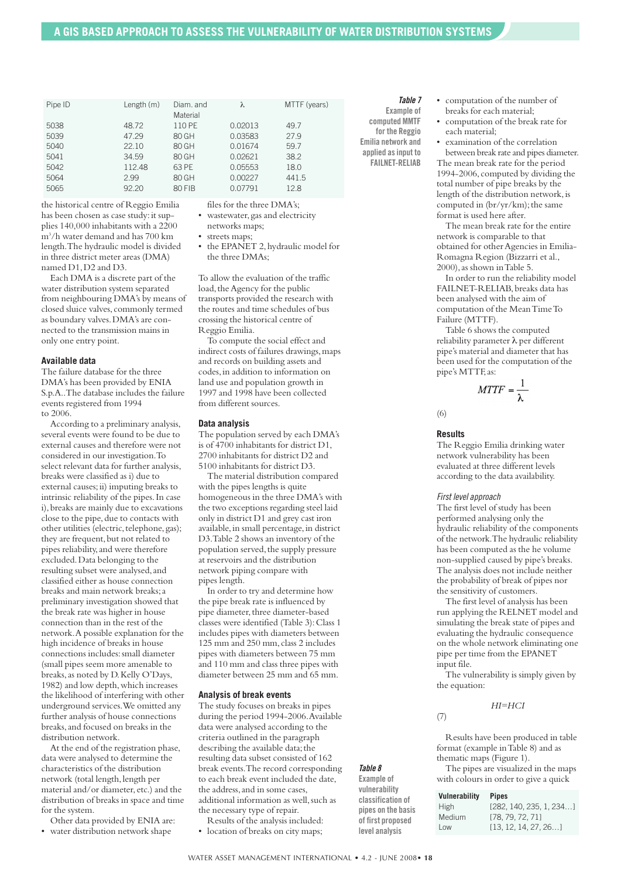| Pipe ID | Length (m) | Diam. and Material | λ | MTTF (years) |
|---|---|---|---|---|
| 5038 | 48.72 | 110 PE | 0.02013 | 49.7 |
| 5039 | 47.29 | 80 GH | 0.03583 | 27.9 |
| 5040 | 22.10 | 80 GH | 0.01674 | 59.7 |
| 5041 | 34.59 | 80 GH | 0.02621 | 38.2 |
| 5042 | 112.48 | 63 PE | 0.05553 | 18.0 |
| 5064 | 2.99 | 80 GH | 0.00227 | 441.5 |
| 5065 | 92.20 | 80 FIB | 0.07791 | 12.8 |

**Table 7** Example of computed MMTF for the Reggio Emilia network and applied as input to FAILNET-RELIAB

the historical centre of Reggio Emilia has been chosen as case study: it supplies 140,000 inhabitants with a 2200 $m^3$/h water demand and has 700 km length. The hydraulic model is divided in three district meter areas (DMA) named D1, D2 and D3.

Each DMA is a discrete part of the water distribution system separated from neighbouring DMA's by means of closed sluice valves, commonly termed as boundary valves. DMA's are connected to the transmission mains in only one entry point.

### Available data

The failure database for the three DMA's has been provided by ENIA S.p.A.. The database includes the failure events registered from 1994 to 2006.

According to a preliminary analysis, several events were found to be due to external causes and therefore were not considered in our investigation. To select relevant data for further analysis, breaks were classified as i) due to external causes; ii) imputing breaks to intrinsic reliability of the pipes. In case i), breaks are mainly due to excavations close to the pipe, due to contacts with other utilities (electric, telephone, gas); they are frequent, but not related to pipes reliability, and were therefore excluded. Data belonging to the resulting subset were analysed, and classified either as house connection breaks and main network breaks; a preliminary investigation showed that the break rate was higher in house connection than in the rest of the network. A possible explanation for the high incidence of breaks in house connections includes: small diameter (small pipes seem more amenable to breaks, as noted by D. Kelly O'Days, 1982) and low depth, which increases the likelihood of interfering with other underground services. We omitted any further analysis of house connections breaks, and focused on breaks in the distribution network.

At the end of the registration phase, data were analysed to determine the characteristics of the distribution network (total length, length per material and/or diameter, etc.) and the distribution of breaks in space and time for the system.

Other data provided by ENIA are:

- water distribution network shape files for the three DMA's;
- wastewater, gas and electricity networks maps;
- streets maps;
- the EPANET 2, hydraulic model for the three DMAs;

To allow the evaluation of the traffic load, the Agency for the public transports provided the research with the routes and time schedules of bus crossing the historical centre of Reggio Emilia.

To compute the social effect and indirect costs of failures drawings, maps and records on building assets and codes, in addition to information on land use and population growth in 1997 and 1998 have been collected from different sources.

### Data analysis

The population served by each DMA's is of 4700 inhabitants for district D1, 2700 inhabitants for district D2 and 5100 inhabitants for district D3.

The material distribution compared with the pipes lengths is quite homogeneous in the three DMA's with the two exceptions regarding steel laid only in district D1 and grey cast iron available, in small percentage, in district D3. Table 2 shows an inventory of the population served, the supply pressure at reservoirs and the distribution network piping compare with pipes length.

In order to try and determine how the pipe break rate is influenced by pipe diameter, three diameter-based classes were identified (Table 3): Class 1 includes pipes with diameters between 125 mm and 250 mm, class 2 includes pipes with diameters between 75 mm and 110 mm and class three pipes with diameter between 25 mm and 65 mm.

### Analysis of break events

The study focuses on breaks in pipes during the period 1994-2006. Available data were analysed according to the criteria outlined in the paragraph describing the available data; the resulting data subset consisted of 162 break events. The record corresponding to each break event included the date, the address, and in some cases, additional information as well, such as the necessary type of repair.

Results of the analysis included:

- location of breaks on city maps;
- computation of the number of breaks for each material;
- computation of the break rate for each material;
- examination of the correlation between break rate and pipes diameter.

The mean break rate for the period 1994-2006, computed by dividing the total number of pipe breaks by the length of the distribution network, is computed in (br/yr/km); the same format is used here after.

The mean break rate for the entire network is comparable to that obtained for other Agencies in Emilia-Romagna Region (Bizzarri et al., 2000), as shown in Table 5.

In order to run the reliability model FAILNET-RELIAB, breaks data has been analysed with the aim of computation of the Mean Time To Failure (MTTF).

Table 6 shows the computed reliability parameter λ per different pipe's material and diameter that has been used for the computation of the pipe's MTTF, as:

$$MTTF = \frac{1}{\lambda} \tag{6}$$

### Results

The Reggio Emilia drinking water network vulnerability has been evaluated at three different levels according to the data availability.

#### *First level approach*

The first level of study has been performed analysing only the hydraulic reliability of the components of the network. The hydraulic reliability has been computed as the he volume non-supplied caused by pipe's breaks. The analysis does not include neither the probability of break of pipes nor the sensitivity of customers.

The first level of analysis has been run applying the RELNET model and simulating the break state of pipes and evaluating the hydraulic consequence on the whole network eliminating one pipe per time from the EPANET input file.

The vulnerability is simply given by the equation:

$$HI = HCI \tag{7}$$

Results have been produced in table format (example in Table 8) and as thematic maps (Figure 1).

The pipes are visualized in the maps with colours in order to give a quick

| Vulnerability | Pipes |
|---|---|
| High | [282, 140, 235, 1, 234…] |
| Medium | [78, 79, 72, 71] |
| Low | [13, 12, 14, 27, 26…] |

**Table 8** Example of vulnerability classification of pipes on the basis of first proposed level analysis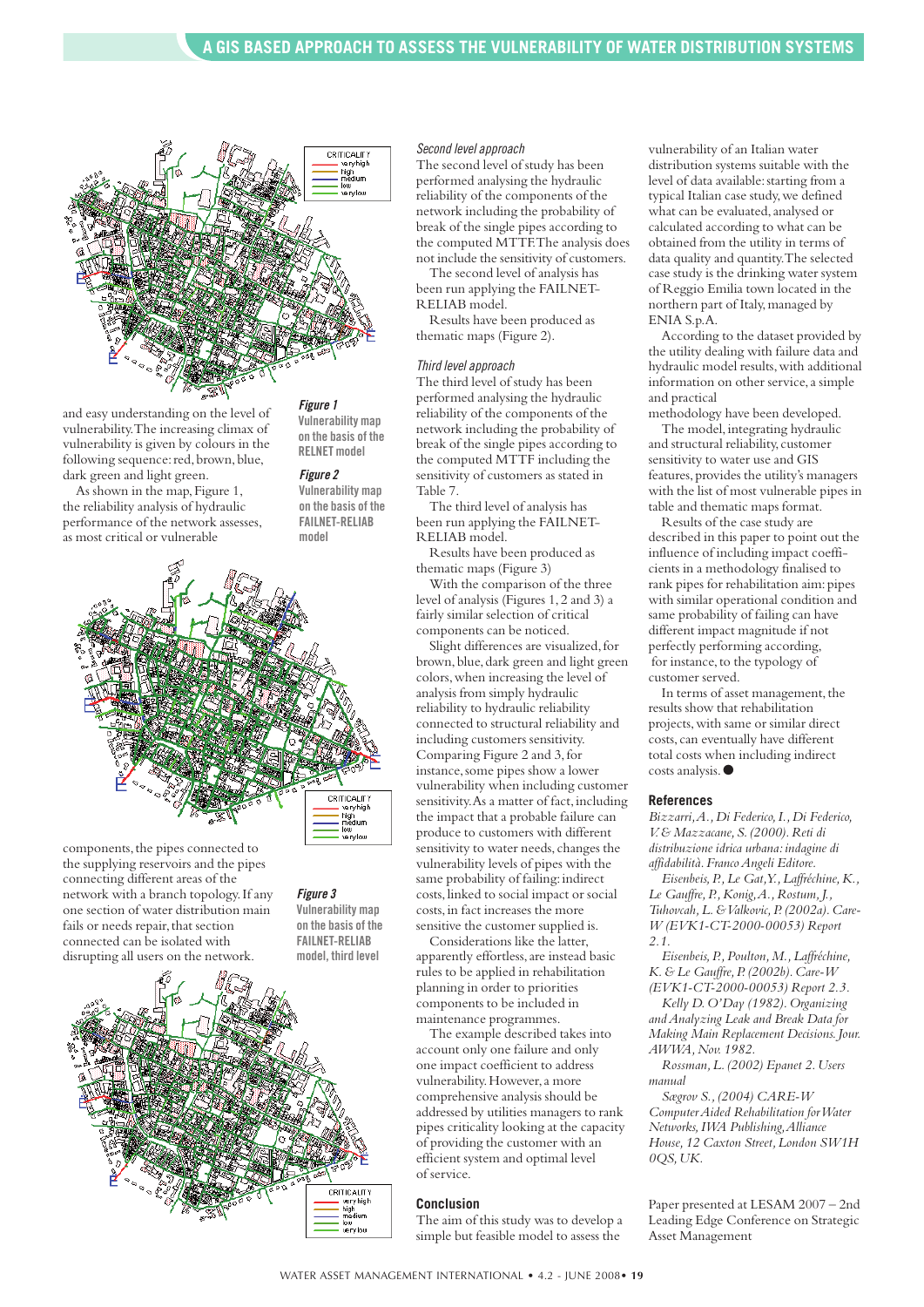and easy understanding on the level of vulnerability. The increasing climax of vulnerability is given by colours in the following sequence: red, brown, blue, dark green and light green.

As shown in the map, Figure 1, the reliability analysis of hydraulic performance of the network assesses, as most critical or vulnerable components, the pipes connected to the supplying reservoirs and the pipes connecting different areas of the network with a branch topology. If any one section of water distribution main fails or needs repair, that section connected can be isolated with disrupting all users on the network.

*Figure 1* **Vulnerability map on the basis of the RELNET model**

*Figure 2* **Vulnerability map on the basis of the FAILNET-RELIAB model**

*Figure 3* **Vulnerability map on the basis of the FAILNET-RELIAB model, third level**

### *Second level approach*

The second level of study has been performed analysing the hydraulic reliability of the components of the network including the probability of break of the single pipes according to the computed MTTF. The analysis does not include the sensitivity of customers.

The second level of analysis has been run applying the FAILNET-RELIAB model.

Results have been produced as thematic maps (Figure 2).

### *Third level approach*

The third level of study has been performed analysing the hydraulic reliability of the components of the network including the probability of break of the single pipes according to the computed MTTF including the sensitivity of customers as stated in Table 7.

The third level of analysis has been run applying the FAILNET-RELIAB model.

Results have been produced as thematic maps (Figure 3)

With the comparison of the three level of analysis (Figures 1, 2 and 3) a fairly similar selection of critical components can be noticed.

Slight differences are visualized, for brown, blue, dark green and light green colors, when increasing the level of analysis from simply hydraulic reliability to hydraulic reliability connected to structural reliability and including customers sensitivity. Comparing Figure 2 and 3, for instance, some pipes show a lower vulnerability when including customer sensitivity. As a matter of fact, including the impact that a probable failure can produce to customers with different sensitivity to water needs, changes the vulnerability levels of pipes with the same probability of failing: indirect costs, linked to social impact or social costs, in fact increases the more sensitive the customer supplied is.

Considerations like the latter, apparently effortless, are instead basic rules to be applied in rehabilitation planning in order to priorities components to be included in maintenance programmes.

The example described takes into account only one failure and only one impact coefficient to address vulnerability. However, a more comprehensive analysis should be addressed by utilities managers to rank pipes criticality looking at the capacity of providing the customer with an efficient system and optimal level of service.

## Conclusion

The aim of this study was to develop a simple but feasible model to assess the vulnerability of an Italian water distribution systems suitable with the level of data available: starting from a typical Italian case study, we defined what can be evaluated, analysed or calculated according to what can be obtained from the utility in terms of data quality and quantity. The selected case study is the drinking water system of Reggio Emilia town located in the northern part of Italy, managed by ENIA S.p.A.

According to the dataset provided by the utility dealing with failure data and hydraulic model results, with additional information on other service, a simple and practical methodology have been developed.

The model, integrating hydraulic and structural reliability, customer sensitivity to water use and GIS features, provides the utility's managers with the list of most vulnerable pipes in table and thematic maps format.

Results of the case study are described in this paper to point out the influence of including impact coefficients in a methodology finalised to rank pipes for rehabilitation aim: pipes with similar operational condition and same probability of failing can have different impact magnitude if not perfectly performing according, for instance, to the typology of customer served.

In terms of asset management, the results show that rehabilitation projects, with same or similar direct costs, can eventually have different total costs when including indirect costs analysis. ●

## References

*Bizzarri, A., Di Federico, I., Di Federico, V. & Mazzacane, S. (2000). Reti di distribuzione idrica urbana: indagine di affidabilità. Franco Angeli Editore.*

*Eisenbeis, P., Le Gat, Y., Laffréchine, K., Le Gauffre, P., Konig, A., Rostum, J., Tuhovcah, L. & Valkovic, P. (2002a). Care-W (EVK1-CT-2000-00053) Report 2.1.*

*Eisenbeis, P., Poulton, M., Laffréchine, K. & Le Gauffre, P (2002b). Care-W (EVK1-CT-2000-00053) Report 2.3.*

*Kelly D. O'Day (1982). Organizing and Analyzing Leak and Break Data for Making Main Replacement Decisions. Jour. AWWA, Nov. 1982.*

*Rossman, L. (2002) Epanet 2. Users manual*

*Sægrov S., (2004) CARE-W Computer Aided Rehabilitation for Water Networks, IWA Publishing, Alliance House, 12 Caxton Street, London SW1H 0QS, UK.*

Paper presented at LESAM 2007 – 2nd Leading Edge Conference on Strategic Asset Management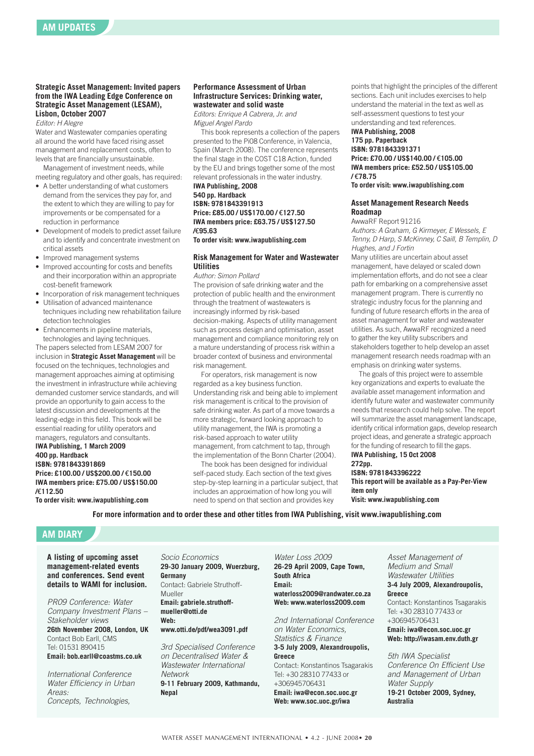## AM UPDATES

### Strategic Asset Management: Invited papers from the IWA Leading Edge Conference on Strategic Asset Management (LESAM), Lisbon, October 2007

*Editor: H Alegre*

Water and Wastewater companies operating all around the world have faced rising asset management and replacement costs, often to levels that are financially unsustainable.

Management of investment needs, while meeting regulatory and other goals, has required:

- A better understanding of what customers demand from the services they pay for, and the extent to which they are willing to pay for improvements or be compensated for a reduction in performance
- Development of models to predict asset failure and to identify and concentrate investment on critical assets
- Improved management systems
- Improved accounting for costs and benefits and their incorporation within an appropriate cost-benefit framework
- Incorporation of risk management techniques
- Utilisation of advanced maintenance techniques including new rehabilitation failure detection technologies
- Enhancements in pipeline materials, technologies and laying techniques.

The papers selected from LESAM 2007 for inclusion in **Strategic Asset Management** will be focused on the techniques, technologies and management approaches aiming at optimising the investment in infrastructure while achieving demanded customer service standards, and will provide an opportunity to gain access to the latest discussion and developments at the leading-edge in this field. This book will be essential reading for utility operators and managers, regulators and consultants.

**IWA Publishing, 1 March 2009**
**400 pp. Hardback**
**ISBN: 9781843391869**
**Price: £100.00 / US$200.00 / €150.00**
**IWA members price: £75.00 / US$150.00 /€112.50**
**To order visit: www.iwapublishing.com**

### Performance Assessment of Urban Infrastructure Services: Drinking water, wastewater and solid waste

*Editors: Enrique A Cabrera, Jr. and Miguel Angel Pardo*

This book represents a collection of the papers presented to the Pi08 Conference, in Valencia, Spain (March 2008). The conference represents the final stage in the COST C18 Action, funded by the EU and brings together some of the most relevant professionals in the water industry.

**IWA Publishing, 2008**
**540 pp. Hardback**
**ISBN: 9781843391913**
**Price: £85.00 / US$170.00 / €127.50**
**IWA members price: £63.75 / US$127.50 /€95.63**
**To order visit: www.iwapublishing.com**

### Risk Management for Water and Wastewater Utilities

*Author: Simon Pollard*

The provision of safe drinking water and the protection of public health and the environment through the treatment of wastewaters is increasingly informed by risk-based decision-making. Aspects of utility management such as process design and optimisation, asset management and compliance monitoring rely on a mature understanding of process risk within a broader context of business and environmental risk management.

For operators, risk management is now regarded as a key business function. Understanding risk and being able to implement risk management is critical to the provision of safe drinking water. As part of a move towards a more strategic, forward looking approach to utility management, the IWA is promoting a risk-based approach to water utility management, from catchment to tap, through the implementation of the Bonn Charter (2004).

The book has been designed for individual self-paced study. Each section of the text gives step-by-step learning in a particular subject, that includes an approximation of how long you will need to spend on that section and provides key points that highlight the principles of the different sections. Each unit includes exercises to help understand the material in the text as well as self-assessment questions to test your understanding and text references.

**IWA Publishing, 2008**
**175 pp. Paperback**
**ISBN: 9781843391371**
**Price: £70.00 / US$140.00 / €105.00**
**IWA members price: £52.50 / US$105.00 / €78.75**
**To order visit: www.iwapublishing.com**

### Asset Management Research Needs Roadmap

AwwaRF Report 91216

*Authors: A Graham, G Kirmeyer, E Wessels, E Tenny, D Harp, S McKinney, C Saill, B Templin, D Hughes, and J Fortin*

Many utilities are uncertain about asset management, have delayed or scaled down implementation efforts, and do not see a clear path for embarking on a comprehensive asset management program. There is currently no strategic industry focus for the planning and funding of future research efforts in the area of asset management for water and wastewater utilities. As such, AwwaRF recognized a need to gather the key utility subscribers and stakeholders together to help develop an asset management research needs roadmap with an emphasis on drinking water systems.

The goals of this project were to assemble key organizations and experts to evaluate the available asset management information and identify future water and wastewater community needs that research could help solve. The report will summarize the asset management landscape, identify critical information gaps, develop research project ideas, and generate a strategic approach for the funding of research to fill the gaps.

**IWA Publishing, 15 Oct 2008**
**272pp.**
**ISBN: 9781843396222**
**This report will be available as a Pay-Per-View item only**
**Visit: www.iwapublishing.com**

**For more information and to order these and other titles from IWA Publishing, visit www.iwapublishing.com**

## AM DIARY

**A listing of upcoming asset management-related events and conferences. Send event details to WAMI for inclusion.**

*PR09 Conference: Water Company Investment Plans – Stakeholder views*
**26th November 2008, London, UK**
Contact Bob Earll, CMS
Tel: 01531 890415
**Email: bob.earll@coastms.co.uk**

*International Conference Water Efficiency in Urban Areas: Concepts, Technologies,*

*Socio Economics*
**29-30 January 2009, Wuerzburg, Germany**
Contact: Gabriele Struthoff-Mueller
**Email: gabriele.struthoff-mueller@otti.de**
**Web: www.otti.de/pdf/wea3091.pdf**

*3rd Specialised Conference on Decentralised Water & Wastewater International Network*
**9-11 February 2009, Kathmandu, Nepal**

*Water Loss 2009*
**26-29 April 2009, Cape Town, South Africa**
**Email: waterloss2009@randwater.co.za**
**Web: www.waterloss2009.com**

*2nd International Conference on Water Economics, Statistics & Finance*
**3-5 July 2009, Alexandroupolis, Greece**
Contact: Konstantinos Tsagarakis
Tel: +30 28310 77433 or +306945706431
**Email: iwa@econ.soc.uoc.gr**
**Web: www.soc.uoc.gr/iwa**

*Asset Management of Medium and Small Wastewater Utilities*
**3-4 July 2009, Alexandroupolis, Greece**
Contact: Konstantinos Tsagarakis
Tel: +30 28310 77433 or +306945706431
**Email: iwa@econ.soc.uoc.gr**
**Web: http://iwasam.env.duth.gr**

*5th IWA Specialist Conference On Efficient Use and Management of Urban Water Supply*
**19-21 October 2009, Sydney, Australia**